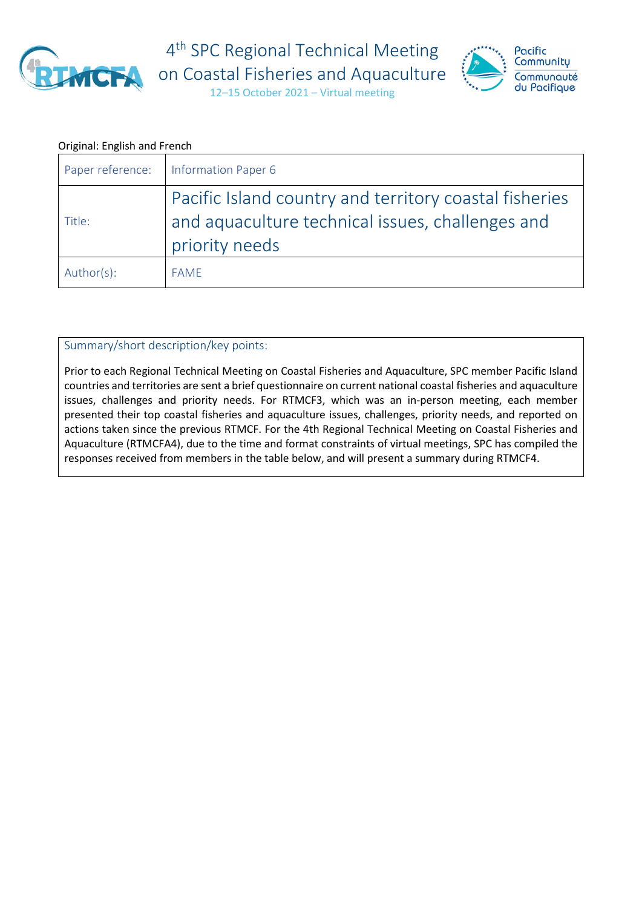# 4th SPC Regional Technical Meeting on Coastal Fisheries and Aquaculture

12–15 October 2021 – Virtual meeting

Pacific Community
Communauté du Pacifique

Original: English and French

| Paper reference: | Information Paper 6 |
|---|---|
| Title: | Pacific Island country and territory coastal fisheries and aquaculture technical issues, challenges and priority needs |
| Author(s): | FAME |

**Summary/short description/key points:**

Prior to each Regional Technical Meeting on Coastal Fisheries and Aquaculture, SPC member Pacific Island countries and territories are sent a brief questionnaire on current national coastal fisheries and aquaculture issues, challenges and priority needs. For RTMCF3, which was an in-person meeting, each member presented their top coastal fisheries and aquaculture issues, challenges, priority needs, and reported on actions taken since the previous RTMCF. For the 4th Regional Technical Meeting on Coastal Fisheries and Aquaculture (RTMCFA4), due to the time and format constraints of virtual meetings, SPC has compiled the responses received from members in the table below, and will present a summary during RTMCF4.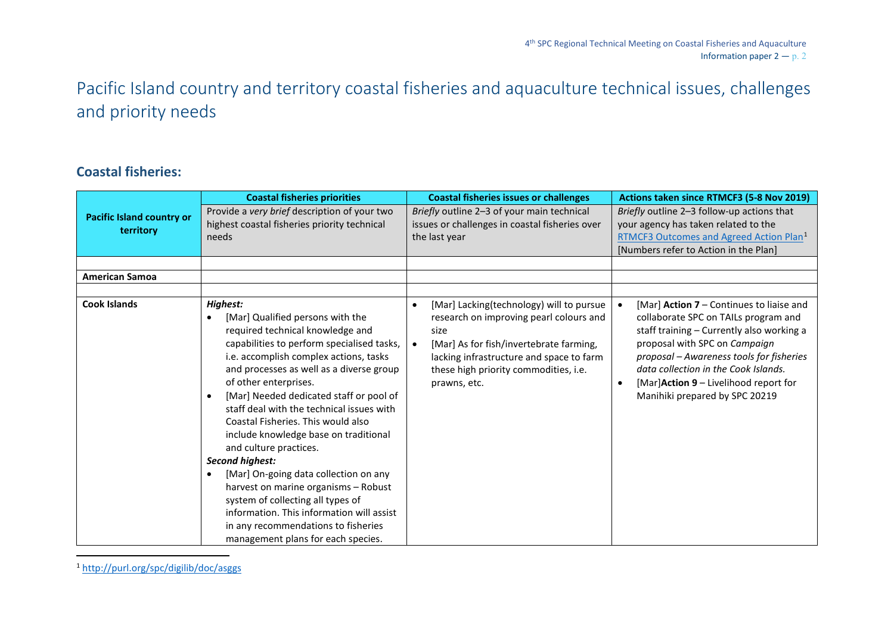# Pacific Island country and territory coastal fisheries and aquaculture technical issues, challenges and priority needs

## Coastal fisheries:

| Pacific Island country or territory | Coastal fisheries priorities | Coastal fisheries issues or challenges | Actions taken since RTMCF3 (5-8 Nov 2019) |
|---|---|---|---|
| | Provide a *very brief* description of your two highest coastal fisheries priority technical needs | *Briefly* outline 2–3 of your main technical issues or challenges in coastal fisheries over the last year | *Briefly* outline 2–3 follow-up actions that your agency has taken related to the RTMCF3 Outcomes and Agreed Action Plan[1] [Numbers refer to Action in the Plan] |
| | | | |
| **American Samoa** | | | |
| | | | |
| **Cook Islands** | ***Highest:*** <br>• [Mar] Qualified persons with the required technical knowledge and capabilities to perform specialised tasks, i.e. accomplish complex actions, tasks and processes as well as a diverse group of other enterprises.<br>• [Mar] Needed dedicated staff or pool of staff deal with the technical issues with Coastal Fisheries. This would also include knowledge base on traditional and culture practices.<br>***Second highest:***<br>• [Mar] On-going data collection on any harvest on marine organisms – Robust system of collecting all types of information. This information will assist in any recommendations to fisheries management plans for each species. | • [Mar] Lacking(technology) will to pursue research on improving pearl colours and size<br>• [Mar] As for fish/invertebrate farming, lacking infrastructure and space to farm these high priority commodities, i.e. prawns, etc. | • [Mar] **Action 7** – Continues to liaise and collaborate SPC on TAILs program and staff training – Currently also working a proposal with SPC on *Campaign proposal – Awareness tools for fisheries data collection in the Cook Islands.*<br>• [Mar]**Action 9** – Livelihood report for Manihiki prepared by SPC 20219 |

[1] http://purl.org/spc/digilib/doc/asggs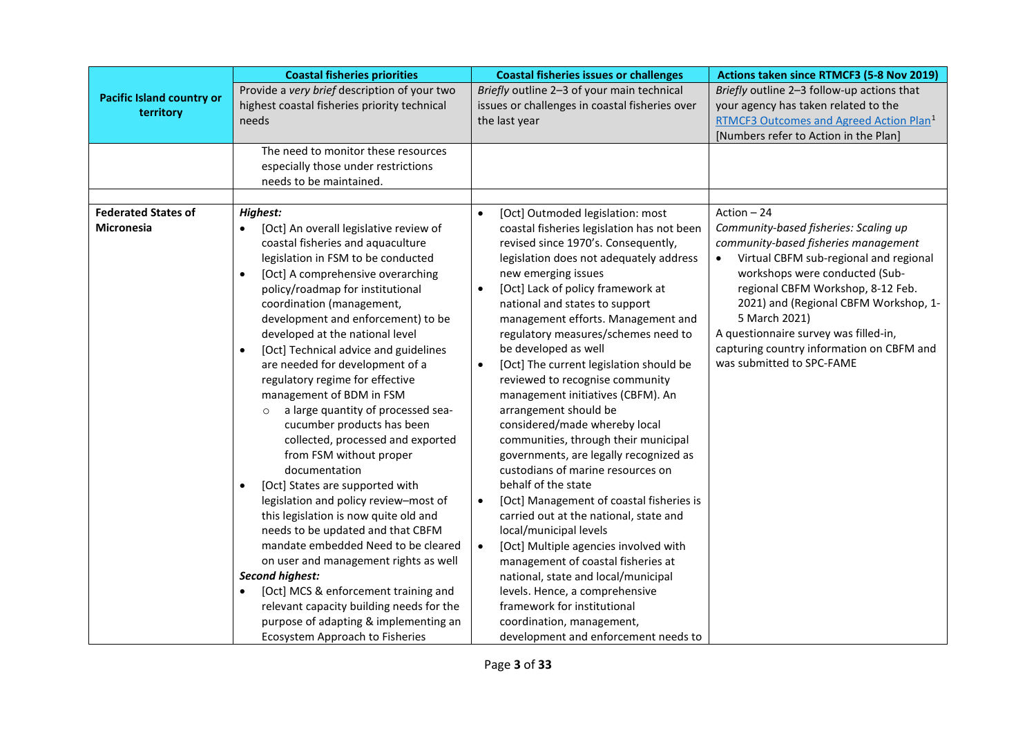| Pacific Island country or territory | Coastal fisheries priorities<br>Provide a *very brief* description of your two highest coastal fisheries priority technical needs | Coastal fisheries issues or challenges<br>*Briefly* outline 2–3 of your main technical issues or challenges in coastal fisheries over the last year | Actions taken since RTMCF3 (5-8 Nov 2019)<br>*Briefly* outline 2–3 follow-up actions that your agency has taken related to the RTMCF3 Outcomes and Agreed Action Plan[1]<br>[Numbers refer to Action in the Plan] |
|---|---|---|---|
| | The need to monitor these resources especially those under restrictions needs to be maintained. | | |
| | | | |
| **Federated States of Micronesia** | ***Highest:***<br>• [Oct] An overall legislative review of coastal fisheries and aquaculture legislation in FSM to be conducted<br>• [Oct] A comprehensive overarching policy/roadmap for institutional coordination (management, development and enforcement) to be developed at the national level<br>• [Oct] Technical advice and guidelines are needed for development of a regulatory regime for effective management of BDM in FSM<br>  ○ a large quantity of processed sea-cucumber products has been collected, processed and exported from FSM without proper documentation<br>• [Oct] States are supported with legislation and policy review–most of this legislation is now quite old and needs to be updated and that CBFM mandate embedded Need to be cleared on user and management rights as well<br>***Second highest:***<br>• [Oct] MCS & enforcement training and relevant capacity building needs for the purpose of adapting & implementing an Ecosystem Approach to Fisheries | • [Oct] Outmoded legislation: most coastal fisheries legislation has not been revised since 1970's. Consequently, legislation does not adequately address new emerging issues<br>• [Oct] Lack of policy framework at national and states to support management efforts. Management and regulatory measures/schemes need to be developed as well<br>• [Oct] The current legislation should be reviewed to recognise community management initiatives (CBFM). An arrangement should be considered/made whereby local communities, through their municipal governments, are legally recognized as custodians of marine resources on behalf of the state<br>• [Oct] Management of coastal fisheries is carried out at the national, state and local/municipal levels<br>• [Oct] Multiple agencies involved with management of coastal fisheries at national, state and local/municipal levels. Hence, a comprehensive framework for institutional coordination, management, development and enforcement needs to | Action – 24<br>*Community-based fisheries: Scaling up community-based fisheries management*<br>• Virtual CBFM sub-regional and regional workshops were conducted (Sub-regional CBFM Workshop, 8-12 Feb. 2021) and (Regional CBFM Workshop, 1-5 March 2021)<br>A questionnaire survey was filled-in, capturing country information on CBFM and was submitted to SPC-FAME |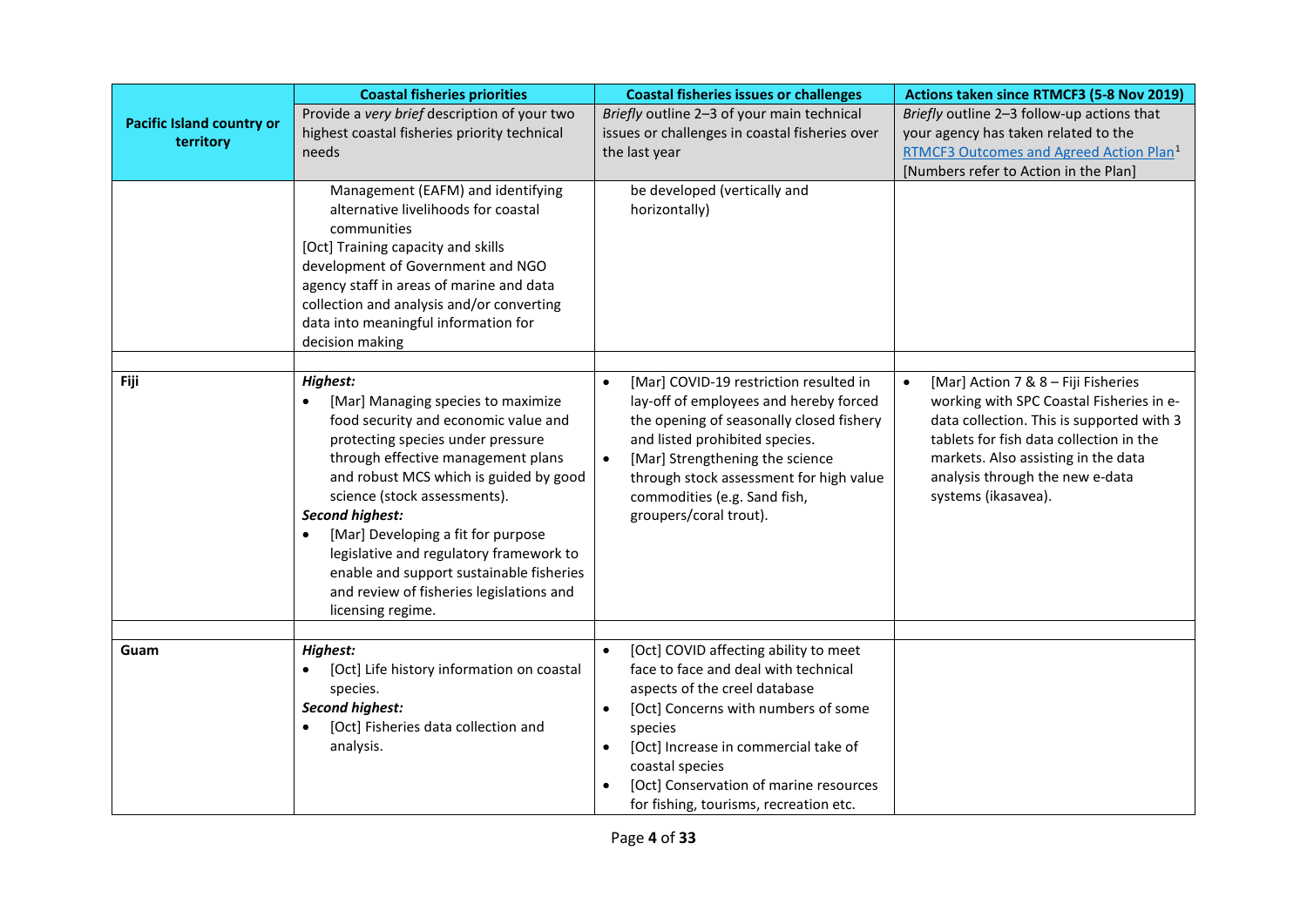| Pacific Island country or territory | Coastal fisheries priorities | Coastal fisheries issues or challenges | Actions taken since RTMCF3 (5-8 Nov 2019) |
|---|---|---|---|
| | Provide a *very brief* description of your two highest coastal fisheries priority technical needs | *Briefly* outline 2–3 of your main technical issues or challenges in coastal fisheries over the last year | *Briefly* outline 2–3 follow-up actions that your agency has taken related to the RTMCF3 Outcomes and Agreed Action Plan[1] [Numbers refer to Action in the Plan] |
| | Management (EAFM) and identifying alternative livelihoods for coastal communities<br>[Oct] Training capacity and skills development of Government and NGO agency staff in areas of marine and data collection and analysis and/or converting data into meaningful information for decision making | be developed (vertically and horizontally) | |
| | | | |
| **Fiji** | ***Highest:***<br>• [Mar] Managing species to maximize food security and economic value and protecting species under pressure through effective management plans and robust MCS which is guided by good science (stock assessments).<br>***Second highest:***<br>• [Mar] Developing a fit for purpose legislative and regulatory framework to enable and support sustainable fisheries and review of fisheries legislations and licensing regime. | • [Mar] COVID-19 restriction resulted in lay-off of employees and hereby forced the opening of seasonally closed fishery and listed prohibited species.<br>• [Mar] Strengthening the science through stock assessment for high value commodities (e.g. Sand fish, groupers/coral trout). | • [Mar] Action 7 & 8 – Fiji Fisheries working with SPC Coastal Fisheries in e-data collection. This is supported with 3 tablets for fish data collection in the markets. Also assisting in the data analysis through the new e-data systems (ikasavea). |
| | | | |
| **Guam** | ***Highest:***<br>• [Oct] Life history information on coastal species.<br>***Second highest:***<br>• [Oct] Fisheries data collection and analysis. | • [Oct] COVID affecting ability to meet face to face and deal with technical aspects of the creel database<br>• [Oct] Concerns with numbers of some species<br>• [Oct] Increase in commercial take of coastal species<br>• [Oct] Conservation of marine resources for fishing, tourisms, recreation etc. | |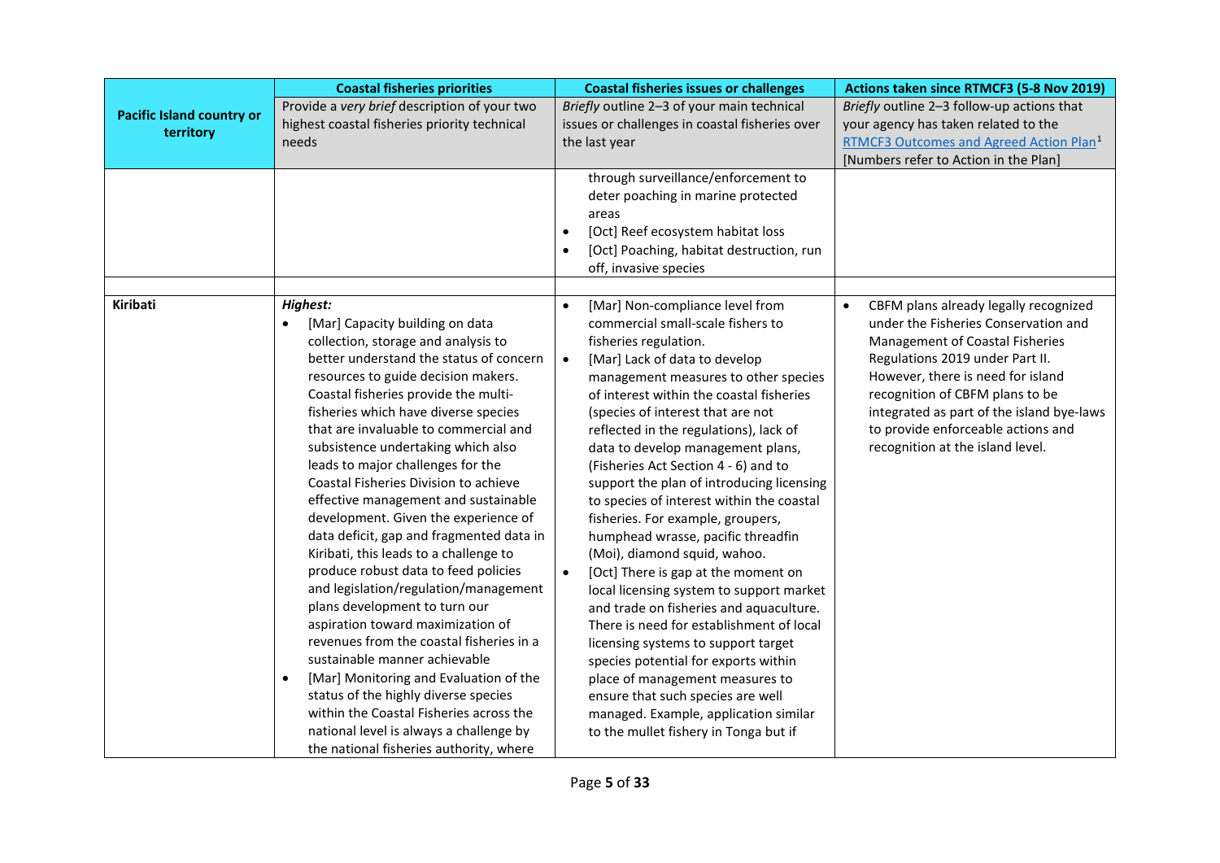| Pacific Island country or territory | Coastal fisheries priorities | Coastal fisheries issues or challenges | Actions taken since RTMCF3 (5-8 Nov 2019) |
|---|---|---|---|
| | Provide a *very brief* description of your two highest coastal fisheries priority technical needs | *Briefly* outline 2–3 of your main technical issues or challenges in coastal fisheries over the last year | *Briefly* outline 2–3 follow-up actions that your agency has taken related to the RTMCF3 Outcomes and Agreed Action Plan[1] [Numbers refer to Action in the Plan] |
| | | through surveillance/enforcement to deter poaching in marine protected areas<br>• [Oct] Reef ecosystem habitat loss<br>• [Oct] Poaching, habitat destruction, run off, invasive species | |
| | | | |
| **Kiribati** | ***Highest:***<br>• [Mar] Capacity building on data collection, storage and analysis to better understand the status of concern resources to guide decision makers. Coastal fisheries provide the multi-fisheries which have diverse species that are invaluable to commercial and subsistence undertaking which also leads to major challenges for the Coastal Fisheries Division to achieve effective management and sustainable development. Given the experience of data deficit, gap and fragmented data in Kiribati, this leads to a challenge to produce robust data to feed policies and legislation/regulation/management plans development to turn our aspiration toward maximization of revenues from the coastal fisheries in a sustainable manner achievable<br>• [Mar] Monitoring and Evaluation of the status of the highly diverse species within the Coastal Fisheries across the national level is always a challenge by the national fisheries authority, where | • [Mar] Non-compliance level from commercial small-scale fishers to fisheries regulation.<br>• [Mar] Lack of data to develop management measures to other species of interest within the coastal fisheries (species of interest that are not reflected in the regulations), lack of data to develop management plans, (Fisheries Act Section 4 - 6) and to support the plan of introducing licensing to species of interest within the coastal fisheries. For example, groupers, humphead wrasse, pacific threadfin (Moi), diamond squid, wahoo.<br>• [Oct] There is gap at the moment on local licensing system to support market and trade on fisheries and aquaculture. There is need for establishment of local licensing systems to support target species potential for exports within place of management measures to ensure that such species are well managed. Example, application similar to the mullet fishery in Tonga but if | • CBFM plans already legally recognized under the Fisheries Conservation and Management of Coastal Fisheries Regulations 2019 under Part II. However, there is need for island recognition of CBFM plans to be integrated as part of the island bye-laws to provide enforceable actions and recognition at the island level. |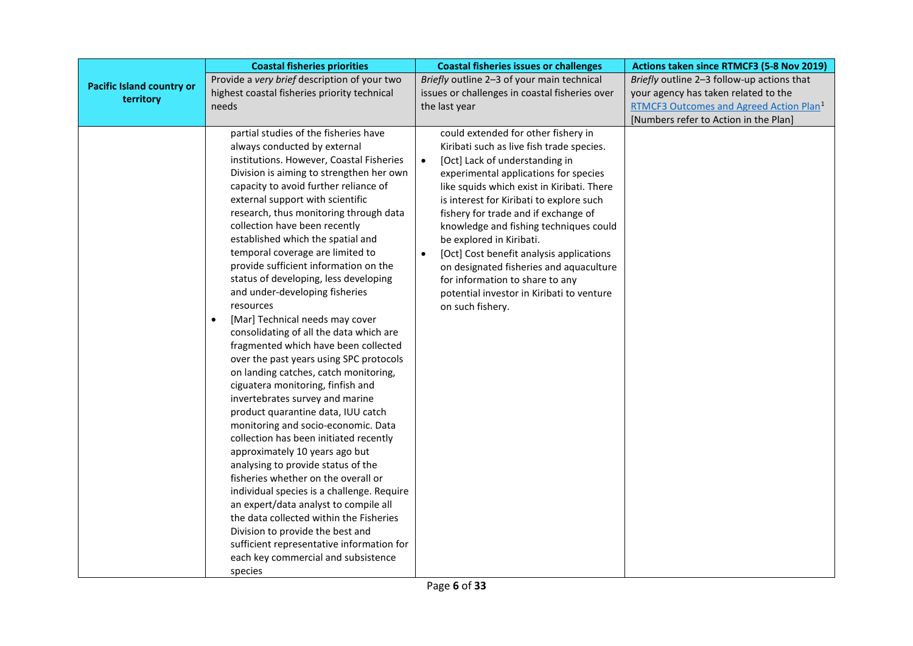| Pacific Island country or territory | Coastal fisheries priorities | Coastal fisheries issues or challenges | Actions taken since RTMCF3 (5-8 Nov 2019) |
|---|---|---|---|
| | Provide a *very brief* description of your two highest coastal fisheries priority technical needs | *Briefly* outline 2–3 of your main technical issues or challenges in coastal fisheries over the last year | *Briefly* outline 2–3 follow-up actions that your agency has taken related to the RTMCF3 Outcomes and Agreed Action Plan[1] [Numbers refer to Action in the Plan] |
| | partial studies of the fisheries have always conducted by external institutions. However, Coastal Fisheries Division is aiming to strengthen her own capacity to avoid further reliance of external support with scientific research, thus monitoring through data collection have been recently established which the spatial and temporal coverage are limited to provide sufficient information on the status of developing, less developing and under-developing fisheries resources<br>• [Mar] Technical needs may cover consolidating of all the data which are fragmented which have been collected over the past years using SPC protocols on landing catches, catch monitoring, ciguatera monitoring, finfish and invertebrates survey and marine product quarantine data, IUU catch monitoring and socio-economic. Data collection has been initiated recently approximately 10 years ago but analysing to provide status of the fisheries whether on the overall or individual species is a challenge. Require an expert/data analyst to compile all the data collected within the Fisheries Division to provide the best and sufficient representative information for each key commercial and subsistence species | could extended for other fishery in Kiribati such as live fish trade species.<br>• [Oct] Lack of understanding in experimental applications for species like squids which exist in Kiribati. There is interest for Kiribati to explore such fishery for trade and if exchange of knowledge and fishing techniques could be explored in Kiribati.<br>• [Oct] Cost benefit analysis applications on designated fisheries and aquaculture for information to share to any potential investor in Kiribati to venture on such fishery. | |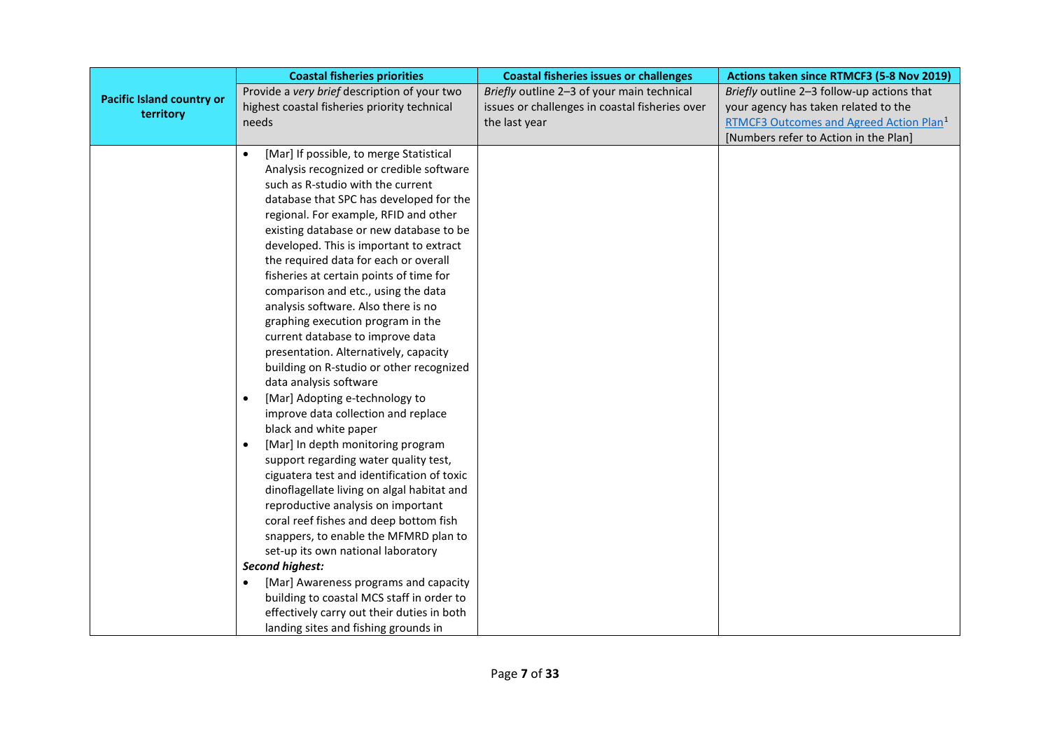| Pacific Island country or territory | Coastal fisheries priorities | Coastal fisheries issues or challenges | Actions taken since RTMCF3 (5-8 Nov 2019) |
|---|---|---|---|
| | Provide a *very brief* description of your two highest coastal fisheries priority technical needs | *Briefly* outline 2–3 of your main technical issues or challenges in coastal fisheries over the last year | *Briefly* outline 2–3 follow-up actions that your agency has taken related to the RTMCF3 Outcomes and Agreed Action Plan[1] [Numbers refer to Action in the Plan] |
| | • [Mar] If possible, to merge Statistical Analysis recognized or credible software such as R-studio with the current database that SPC has developed for the regional. For example, RFID and other existing database or new database to be developed. This is important to extract the required data for each or overall fisheries at certain points of time for comparison and etc., using the data analysis software. Also there is no graphing execution program in the current database to improve data presentation. Alternatively, capacity building on R-studio or other recognized data analysis software<br>• [Mar] Adopting e-technology to improve data collection and replace black and white paper<br>• [Mar] In depth monitoring program support regarding water quality test, ciguatera test and identification of toxic dinoflagellate living on algal habitat and reproductive analysis on important coral reef fishes and deep bottom fish snappers, to enable the MFMRD plan to set-up its own national laboratory<br>***Second highest:***<br>• [Mar] Awareness programs and capacity building to coastal MCS staff in order to effectively carry out their duties in both landing sites and fishing grounds in | | |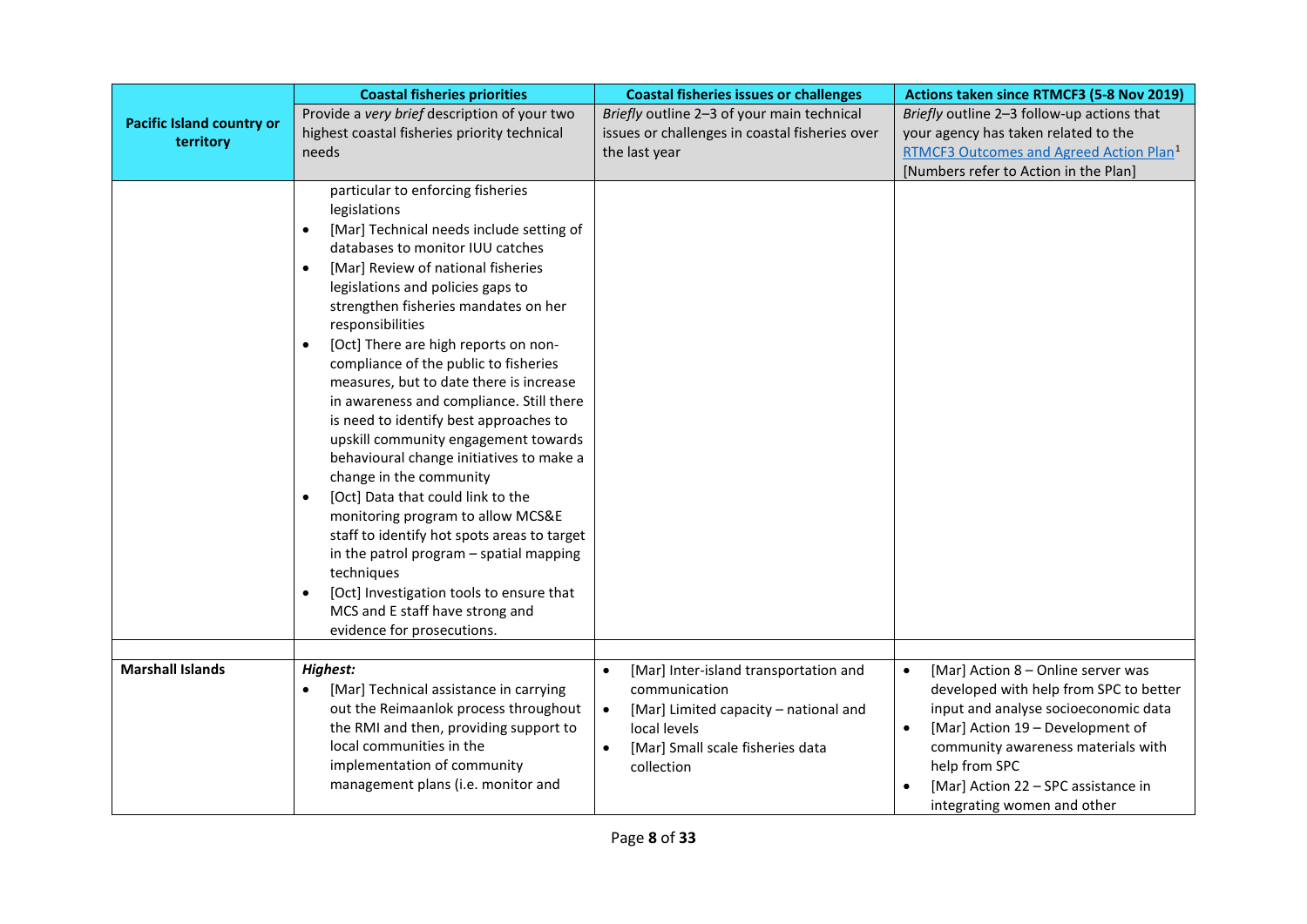| Pacific Island country or territory | Coastal fisheries priorities | Coastal fisheries issues or challenges | Actions taken since RTMCF3 (5-8 Nov 2019) |
|---|---|---|---|
| | Provide a *very brief* description of your two highest coastal fisheries priority technical needs | *Briefly* outline 2–3 of your main technical issues or challenges in coastal fisheries over the last year | *Briefly* outline 2–3 follow-up actions that your agency has taken related to the RTMCF3 Outcomes and Agreed Action Plan[1] [Numbers refer to Action in the Plan] |
| | particular to enforcing fisheries legislations<br>• [Mar] Technical needs include setting of databases to monitor IUU catches<br>• [Mar] Review of national fisheries legislations and policies gaps to strengthen fisheries mandates on her responsibilities<br>• [Oct] There are high reports on non-compliance of the public to fisheries measures, but to date there is increase in awareness and compliance. Still there is need to identify best approaches to upskill community engagement towards behavioural change initiatives to make a change in the community<br>• [Oct] Data that could link to the monitoring program to allow MCS&E staff to identify hot spots areas to target in the patrol program – spatial mapping techniques<br>• [Oct] Investigation tools to ensure that MCS and E staff have strong and evidence for prosecutions. | | |
| | | | |
| **Marshall Islands** | ***Highest:***<br>• [Mar] Technical assistance in carrying out the Reimaanlok process throughout the RMI and then, providing support to local communities in the implementation of community management plans (i.e. monitor and | • [Mar] Inter-island transportation and communication<br>• [Mar] Limited capacity – national and local levels<br>• [Mar] Small scale fisheries data collection | • [Mar] Action 8 – Online server was developed with help from SPC to better input and analyse socioeconomic data<br>• [Mar] Action 19 – Development of community awareness materials with help from SPC<br>• [Mar] Action 22 – SPC assistance in integrating women and other |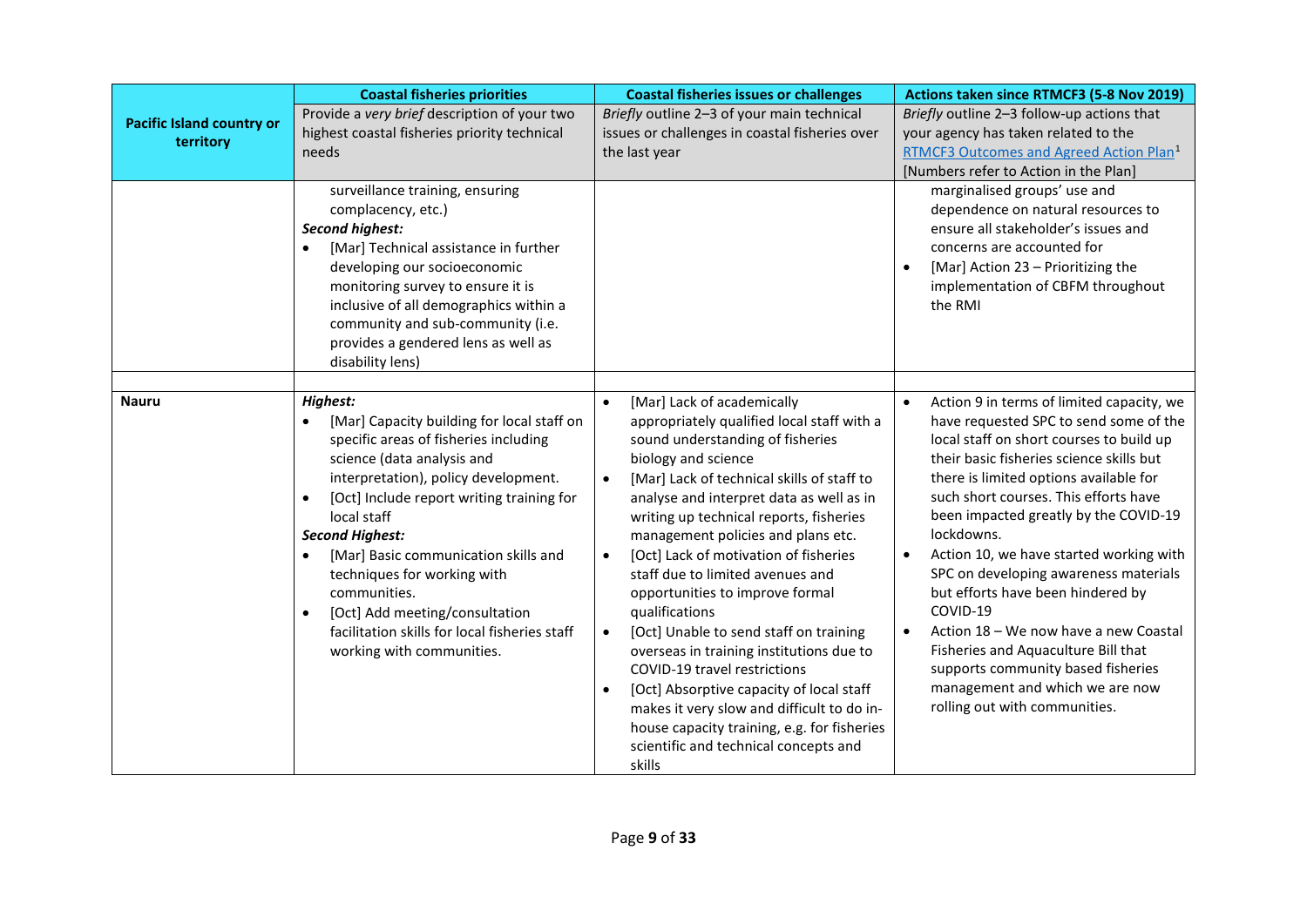| Pacific Island country or territory | Coastal fisheries priorities | Coastal fisheries issues or challenges | Actions taken since RTMCF3 (5-8 Nov 2019) |
|---|---|---|---|
| | Provide a *very brief* description of your two highest coastal fisheries priority technical needs | *Briefly* outline 2–3 of your main technical issues or challenges in coastal fisheries over the last year | *Briefly* outline 2–3 follow-up actions that your agency has taken related to the RTMCF3 Outcomes and Agreed Action Plan[1] [Numbers refer to Action in the Plan] |
| | surveillance training, ensuring complacency, etc.)<br>***Second highest:***<br>• [Mar] Technical assistance in further developing our socioeconomic monitoring survey to ensure it is inclusive of all demographics within a community and sub-community (i.e. provides a gendered lens as well as disability lens) | | marginalised groups' use and dependence on natural resources to ensure all stakeholder's issues and concerns are accounted for<br>• [Mar] Action 23 – Prioritizing the implementation of CBFM throughout the RMI |
| | | | |
| **Nauru** | ***Highest:***<br>• [Mar] Capacity building for local staff on specific areas of fisheries including science (data analysis and interpretation), policy development.<br>• [Oct] Include report writing training for local staff<br>***Second Highest:***<br>• [Mar] Basic communication skills and techniques for working with communities.<br>• [Oct] Add meeting/consultation facilitation skills for local fisheries staff working with communities. | • [Mar] Lack of academically appropriately qualified local staff with a sound understanding of fisheries biology and science<br>• [Mar] Lack of technical skills of staff to analyse and interpret data as well as in writing up technical reports, fisheries management policies and plans etc.<br>• [Oct] Lack of motivation of fisheries staff due to limited avenues and opportunities to improve formal qualifications<br>• [Oct] Unable to send staff on training overseas in training institutions due to COVID-19 travel restrictions<br>• [Oct] Absorptive capacity of local staff makes it very slow and difficult to do in-house capacity training, e.g. for fisheries scientific and technical concepts and skills | • Action 9 in terms of limited capacity, we have requested SPC to send some of the local staff on short courses to build up their basic fisheries science skills but there is limited options available for such short courses. This efforts have been impacted greatly by the COVID-19 lockdowns.<br>• Action 10, we have started working with SPC on developing awareness materials but efforts have been hindered by COVID-19<br>• Action 18 – We now have a new Coastal Fisheries and Aquaculture Bill that supports community based fisheries management and which we are now rolling out with communities. |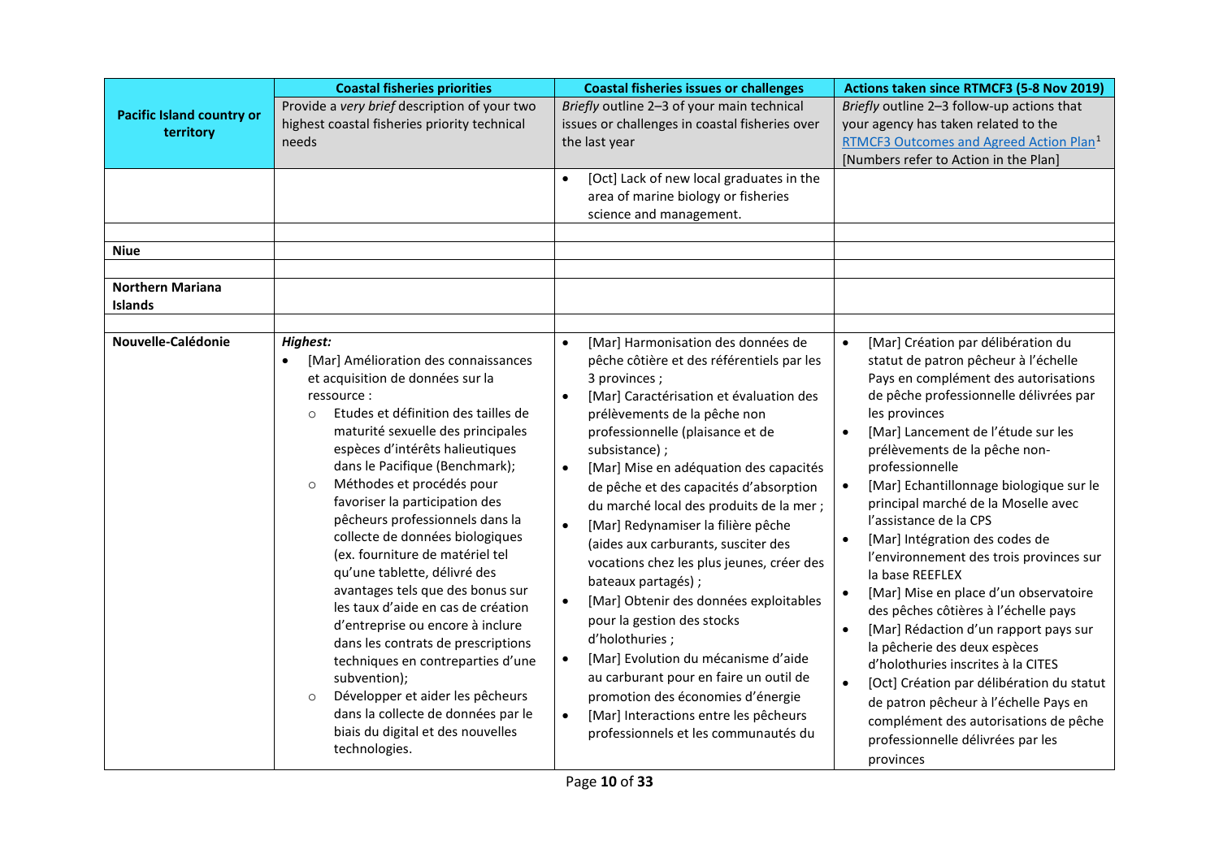| Pacific Island country or territory | Coastal fisheries priorities | Coastal fisheries issues or challenges | Actions taken since RTMCF3 (5-8 Nov 2019) |
|---|---|---|---|
| | Provide a *very brief* description of your two highest coastal fisheries priority technical needs | *Briefly* outline 2–3 of your main technical issues or challenges in coastal fisheries over the last year | *Briefly* outline 2–3 follow-up actions that your agency has taken related to the RTMCF3 Outcomes and Agreed Action Plan[1] [Numbers refer to Action in the Plan] |
| | | • [Oct] Lack of new local graduates in the area of marine biology or fisheries science and management. | |
| | | | |
| **Niue** | | | |
| | | | |
| **Northern Mariana Islands** | | | |
| | | | |
| **Nouvelle-Calédonie** | ***Highest:***<br>• [Mar] Amélioration des connaissances et acquisition de données sur la ressource :<br>○ Etudes et définition des tailles de maturité sexuelle des principales espèces d'intérêts halieutiques dans le Pacifique (Benchmark);<br>○ Méthodes et procédés pour favoriser la participation des pêcheurs professionnels dans la collecte de données biologiques (ex. fourniture de matériel tel qu'une tablette, délivré des avantages tels que des bonus sur les taux d'aide en cas de création d'entreprise ou encore à inclure dans les contrats de prescriptions techniques en contreparties d'une subvention);<br>○ Développer et aider les pêcheurs dans la collecte de données par le biais du digital et des nouvelles technologies. | • [Mar] Harmonisation des données de pêche côtière et des référentiels par les 3 provinces ;<br>• [Mar] Caractérisation et évaluation des prélèvements de la pêche non professionnelle (plaisance et de subsistance) ;<br>• [Mar] Mise en adéquation des capacités de pêche et des capacités d'absorption du marché local des produits de la mer ;<br>• [Mar] Redynamiser la filière pêche (aides aux carburants, susciter des vocations chez les plus jeunes, créer des bateaux partagés) ;<br>• [Mar] Obtenir des données exploitables pour la gestion des stocks d'holothuries ;<br>• [Mar] Evolution du mécanisme d'aide au carburant pour en faire un outil de promotion des économies d'énergie<br>• [Mar] Interactions entre les pêcheurs professionnels et les communautés du | • [Mar] Création par délibération du statut de patron pêcheur à l'échelle Pays en complément des autorisations de pêche professionnelle délivrées par les provinces<br>• [Mar] Lancement de l'étude sur les prélèvements de la pêche non-professionnelle<br>• [Mar] Echantillonnage biologique sur le principal marché de la Moselle avec l'assistance de la CPS<br>• [Mar] Intégration des codes de l'environnement des trois provinces sur la base REEFLEX<br>• [Mar] Mise en place d'un observatoire des pêches côtières à l'échelle pays<br>• [Mar] Rédaction d'un rapport pays sur la pêcherie des deux espèces d'holothuries inscrites à la CITES<br>• [Oct] Création par délibération du statut de patron pêcheur à l'échelle Pays en complément des autorisations de pêche professionnelle délivrées par les provinces |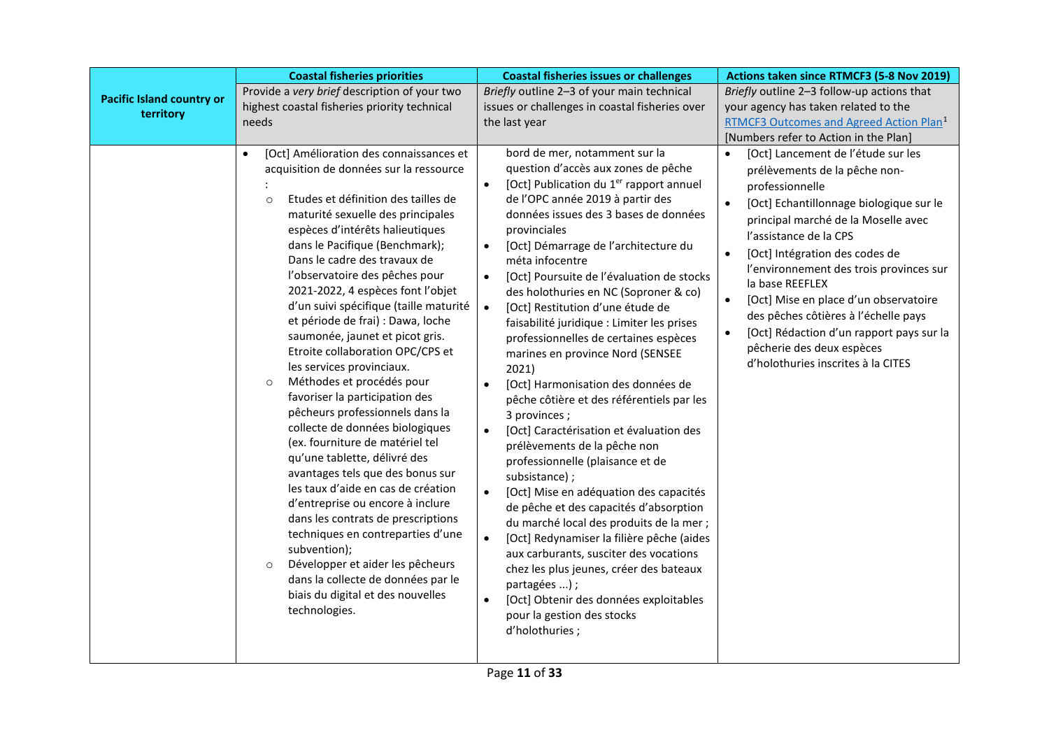| Pacific Island country or territory | Coastal fisheries priorities | Coastal fisheries issues or challenges | Actions taken since RTMCF3 (5-8 Nov 2019) |
|---|---|---|---|
| | Provide a *very brief* description of your two highest coastal fisheries priority technical needs | *Briefly* outline 2–3 of your main technical issues or challenges in coastal fisheries over the last year | *Briefly* outline 2–3 follow-up actions that your agency has taken related to the RTMCF3 Outcomes and Agreed Action Plan[1] [Numbers refer to Action in the Plan] |
| | • [Oct] Amélioration des connaissances et acquisition de données sur la ressource :<br>  ○ Etudes et définition des tailles de maturité sexuelle des principales espèces d'intérêts halieutiques dans le Pacifique (Benchmark); Dans le cadre des travaux de l'observatoire des pêches pour 2021-2022, 4 espèces font l'objet d'un suivi spécifique (taille maturité et période de frai) : Dawa, loche saumonée, jaunet et picot gris. Etroite collaboration OPC/CPS et les services provinciaux.<br>  ○ Méthodes et procédés pour favoriser la participation des pêcheurs professionnels dans la collecte de données biologiques (ex. fourniture de matériel tel qu'une tablette, délivré des avantages tels que des bonus sur les taux d'aide en cas de création d'entreprise ou encore à inclure dans les contrats de prescriptions techniques en contreparties d'une subvention);<br>  ○ Développer et aider les pêcheurs dans la collecte de données par le biais du digital et des nouvelles technologies. | bord de mer, notamment sur la question d'accès aux zones de pêche<br>• [Oct] Publication du 1$^{er}$ rapport annuel de l'OPC année 2019 à partir des données issues des 3 bases de données provinciales<br>• [Oct] Démarrage de l'architecture du méta infocentre<br>• [Oct] Poursuite de l'évaluation de stocks des holothuries en NC (Soproner & co)<br>• [Oct] Restitution d'une étude de faisabilité juridique : Limiter les prises professionnelles de certaines espèces marines en province Nord (SENSEE 2021)<br>• [Oct] Harmonisation des données de pêche côtière et des référentiels par les 3 provinces ;<br>• [Oct] Caractérisation et évaluation des prélèvements de la pêche non professionnelle (plaisance et de subsistance) ;<br>• [Oct] Mise en adéquation des capacités de pêche et des capacités d'absorption du marché local des produits de la mer ;<br>• [Oct] Redynamiser la filière pêche (aides aux carburants, susciter des vocations chez les plus jeunes, créer des bateaux partagées ...) ;<br>• [Oct] Obtenir des données exploitables pour la gestion des stocks d'holothuries ; | • [Oct] Lancement de l'étude sur les prélèvements de la pêche non-professionnelle<br>• [Oct] Echantillonnage biologique sur le principal marché de la Moselle avec l'assistance de la CPS<br>• [Oct] Intégration des codes de l'environnement des trois provinces sur la base REEFLEX<br>• [Oct] Mise en place d'un observatoire des pêches côtières à l'échelle pays<br>• [Oct] Rédaction d'un rapport pays sur la pêcherie des deux espèces d'holothuries inscrites à la CITES |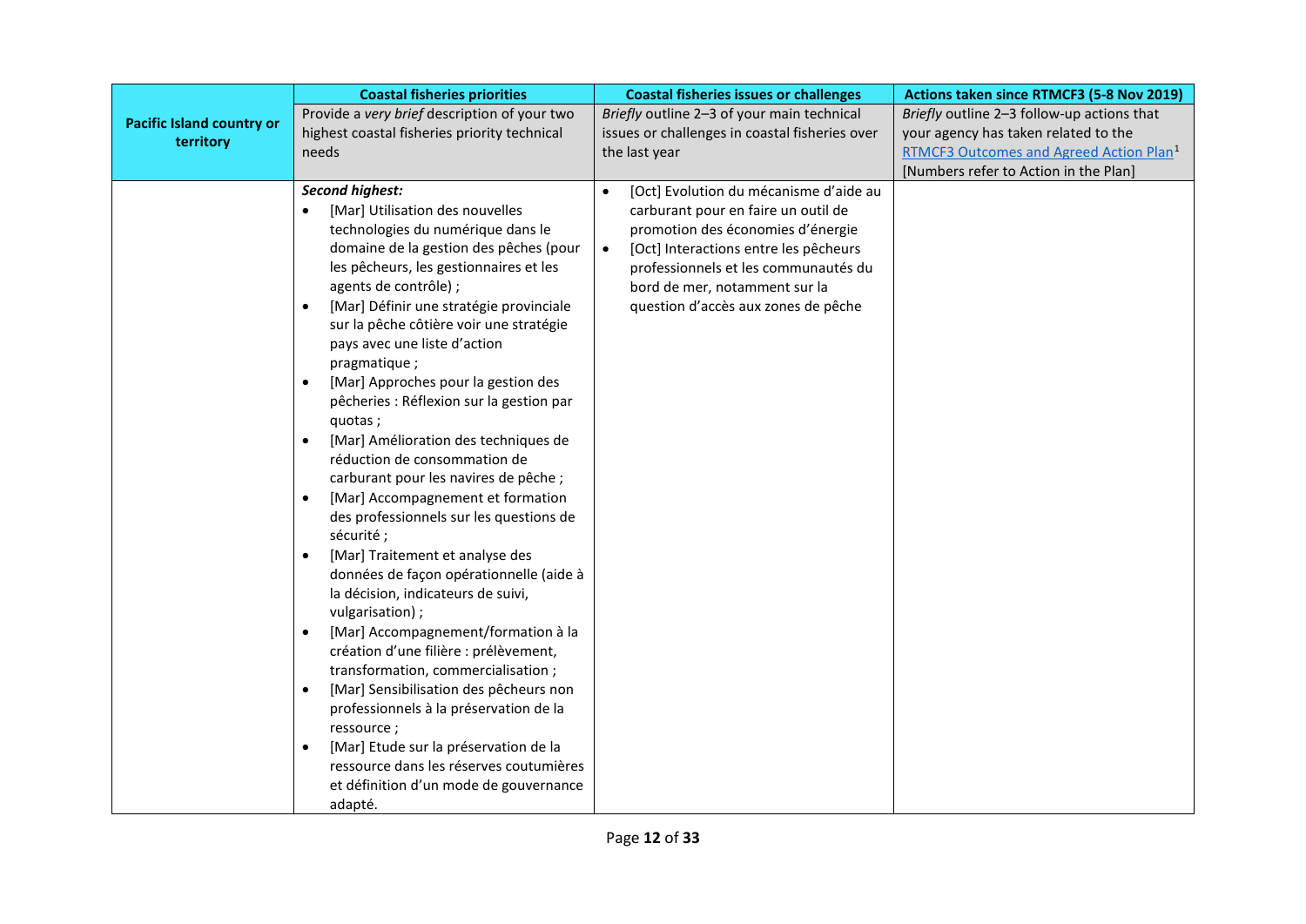| Pacific Island country or territory | Coastal fisheries priorities | Coastal fisheries issues or challenges | Actions taken since RTMCF3 (5-8 Nov 2019) |
|---|---|---|---|
| | Provide a *very brief* description of your two highest coastal fisheries priority technical needs | *Briefly* outline 2–3 of your main technical issues or challenges in coastal fisheries over the last year | *Briefly* outline 2–3 follow-up actions that your agency has taken related to the RTMCF3 Outcomes and Agreed Action Plan[1] [Numbers refer to Action in the Plan] |
| | ***Second highest:***<br>• [Mar] Utilisation des nouvelles technologies du numérique dans le domaine de la gestion des pêches (pour les pêcheurs, les gestionnaires et les agents de contrôle) ;<br>• [Mar] Définir une stratégie provinciale sur la pêche côtière voir une stratégie pays avec une liste d'action pragmatique ;<br>• [Mar] Approches pour la gestion des pêcheries : Réflexion sur la gestion par quotas ;<br>• [Mar] Amélioration des techniques de réduction de consommation de carburant pour les navires de pêche ;<br>• [Mar] Accompagnement et formation des professionnels sur les questions de sécurité ;<br>• [Mar] Traitement et analyse des données de façon opérationnelle (aide à la décision, indicateurs de suivi, vulgarisation) ;<br>• [Mar] Accompagnement/formation à la création d'une filière : prélèvement, transformation, commercialisation ;<br>• [Mar] Sensibilisation des pêcheurs non professionnels à la préservation de la ressource ;<br>• [Mar] Etude sur la préservation de la ressource dans les réserves coutumières et définition d'un mode de gouvernance adapté. | • [Oct] Evolution du mécanisme d'aide au carburant pour en faire un outil de promotion des économies d'énergie<br>• [Oct] Interactions entre les pêcheurs professionnels et les communautés du bord de mer, notamment sur la question d'accès aux zones de pêche | |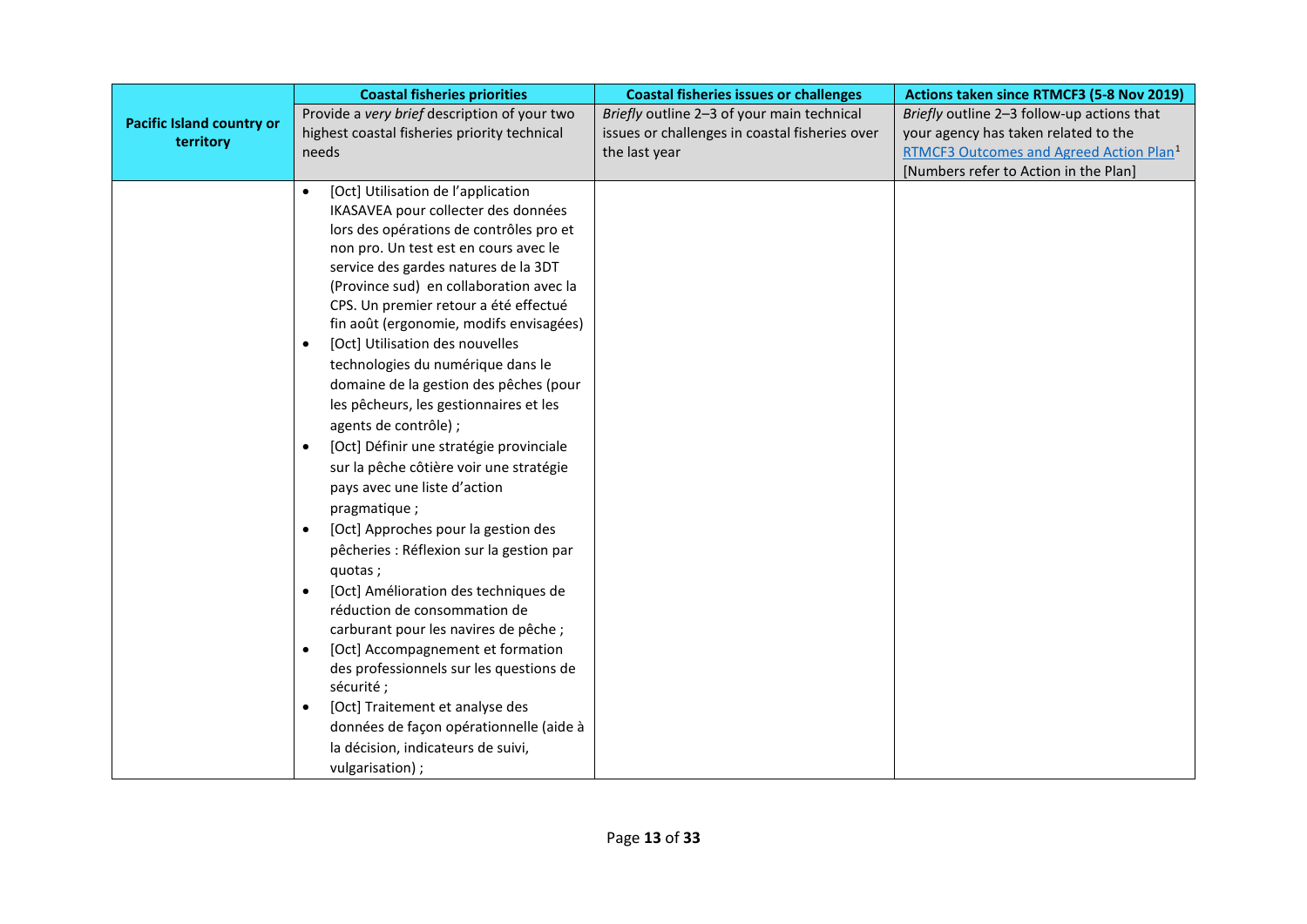| Pacific Island country or territory | Coastal fisheries priorities | Coastal fisheries issues or challenges | Actions taken since RTMCF3 (5-8 Nov 2019) |
|---|---|---|---|
| | Provide a *very brief* description of your two highest coastal fisheries priority technical needs | *Briefly* outline 2–3 of your main technical issues or challenges in coastal fisheries over the last year | *Briefly* outline 2–3 follow-up actions that your agency has taken related to the RTMCF3 Outcomes and Agreed Action Plan[1] [Numbers refer to Action in the Plan] |
| | • [Oct] Utilisation de l'application IKASAVEA pour collecter des données lors des opérations de contrôles pro et non pro. Un test est en cours avec le service des gardes natures de la 3DT (Province sud) en collaboration avec la CPS. Un premier retour a été effectué fin août (ergonomie, modifs envisagées)<br>• [Oct] Utilisation des nouvelles technologies du numérique dans le domaine de la gestion des pêches (pour les pêcheurs, les gestionnaires et les agents de contrôle) ;<br>• [Oct] Définir une stratégie provinciale sur la pêche côtière voir une stratégie pays avec une liste d'action pragmatique ;<br>• [Oct] Approches pour la gestion des pêcheries : Réflexion sur la gestion par quotas ;<br>• [Oct] Amélioration des techniques de réduction de consommation de carburant pour les navires de pêche ;<br>• [Oct] Accompagnement et formation des professionnels sur les questions de sécurité ;<br>• [Oct] Traitement et analyse des données de façon opérationnelle (aide à la décision, indicateurs de suivi, vulgarisation) ; | | |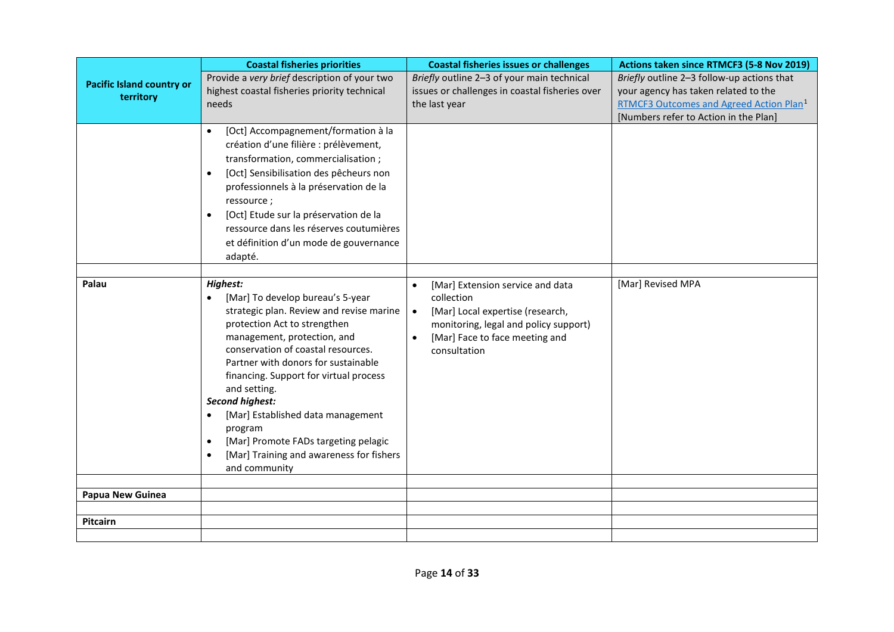| Pacific Island country or territory | Coastal fisheries priorities | Coastal fisheries issues or challenges | Actions taken since RTMCF3 (5-8 Nov 2019) |
|---|---|---|---|
| | Provide a *very brief* description of your two highest coastal fisheries priority technical needs | *Briefly* outline 2–3 of your main technical issues or challenges in coastal fisheries over the last year | *Briefly* outline 2–3 follow-up actions that your agency has taken related to the RTMCF3 Outcomes and Agreed Action Plan[1] [Numbers refer to Action in the Plan] |
| | • [Oct] Accompagnement/formation à la création d'une filière : prélèvement, transformation, commercialisation ;<br>• [Oct] Sensibilisation des pêcheurs non professionnels à la préservation de la ressource ;<br>• [Oct] Etude sur la préservation de la ressource dans les réserves coutumières et définition d'un mode de gouvernance adapté. | | |
| | | | |
| **Palau** | ***Highest:***<br>• [Mar] To develop bureau's 5-year strategic plan. Review and revise marine protection Act to strengthen management, protection, and conservation of coastal resources. Partner with donors for sustainable financing. Support for virtual process and setting.<br>***Second highest:***<br>• [Mar] Established data management program<br>• [Mar] Promote FADs targeting pelagic<br>• [Mar] Training and awareness for fishers and community | • [Mar] Extension service and data collection<br>• [Mar] Local expertise (research, monitoring, legal and policy support)<br>• [Mar] Face to face meeting and consultation | [Mar] Revised MPA |
| | | | |
| **Papua New Guinea** | | | |
| | | | |
| **Pitcairn** | | | |
| | | | |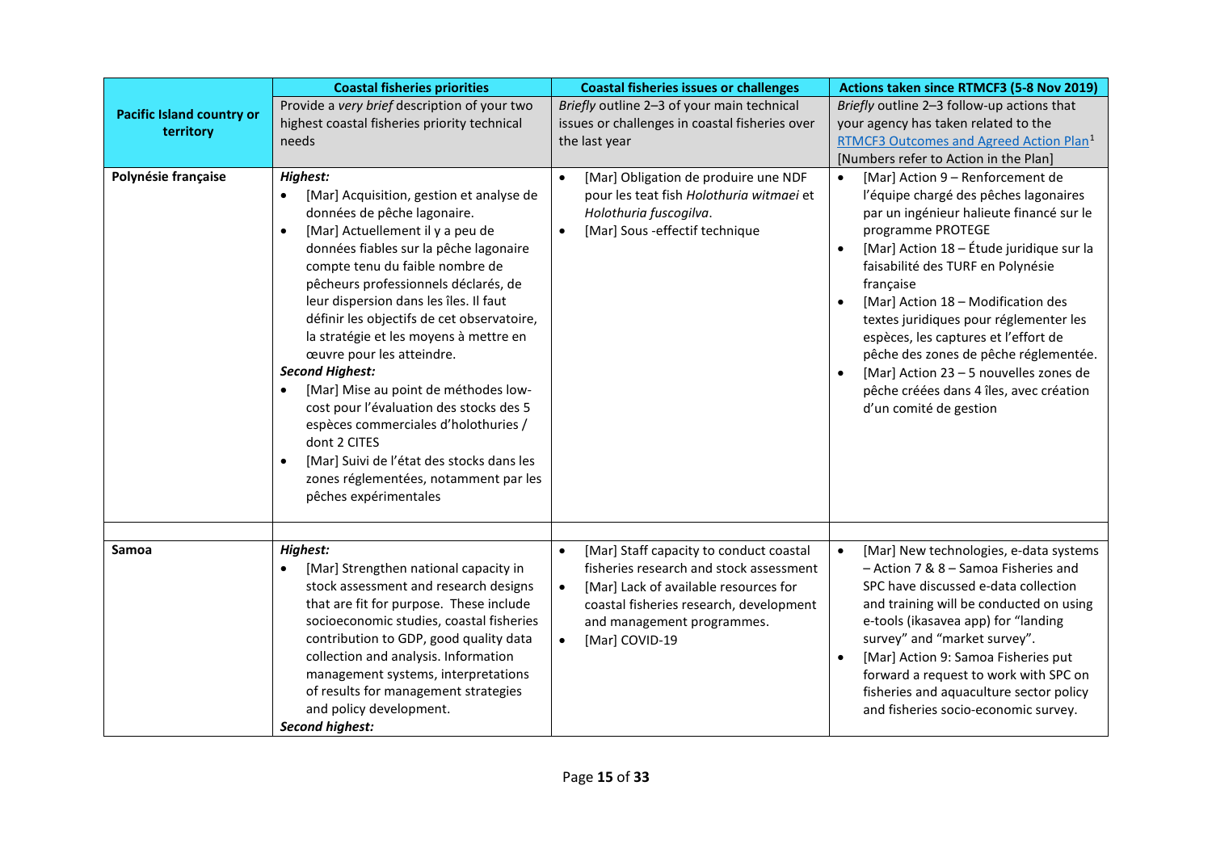| Pacific Island country or territory | **Coastal fisheries priorities** | **Coastal fisheries issues or challenges** | **Actions taken since RTMCF3 (5-8 Nov 2019)** |
|---|---|---|---|
| | Provide a *very brief* description of your two highest coastal fisheries priority technical needs | *Briefly* outline 2–3 of your main technical issues or challenges in coastal fisheries over the last year | *Briefly* outline 2–3 follow-up actions that your agency has taken related to the RTMCF3 Outcomes and Agreed Action Plan[1] [Numbers refer to Action in the Plan] |
| **Polynésie française** | ***Highest:***<br>• [Mar] Acquisition, gestion et analyse de données de pêche lagonaire.<br>• [Mar] Actuellement il y a peu de données fiables sur la pêche lagonaire compte tenu du faible nombre de pêcheurs professionnels déclarés, de leur dispersion dans les îles. Il faut définir les objectifs de cet observatoire, la stratégie et les moyens à mettre en œuvre pour les atteindre.<br>***Second Highest:***<br>• [Mar] Mise au point de méthodes low-cost pour l'évaluation des stocks des 5 espèces commerciales d'holothuries / dont 2 CITES<br>• [Mar] Suivi de l'état des stocks dans les zones réglementées, notamment par les pêches expérimentales | • [Mar] Obligation de produire une NDF pour les teat fish *Holothuria witmaei* et *Holothuria fuscogilva*.<br>• [Mar] Sous -effectif technique | • [Mar] Action 9 – Renforcement de l'équipe chargé des pêches lagonaires par un ingénieur halieute financé sur le programme PROTEGE<br>• [Mar] Action 18 – Étude juridique sur la faisabilité des TURF en Polynésie française<br>• [Mar] Action 18 – Modification des textes juridiques pour réglementer les espèces, les captures et l'effort de pêche des zones de pêche réglementée.<br>• [Mar] Action 23 – 5 nouvelles zones de pêche créées dans 4 îles, avec création d'un comité de gestion |
| | | | |
| **Samoa** | ***Highest:***<br>• [Mar] Strengthen national capacity in stock assessment and research designs that are fit for purpose. These include socioeconomic studies, coastal fisheries contribution to GDP, good quality data collection and analysis. Information management systems, interpretations of results for management strategies and policy development.<br>***Second highest:*** | • [Mar] Staff capacity to conduct coastal fisheries research and stock assessment<br>• [Mar] Lack of available resources for coastal fisheries research, development and management programmes.<br>• [Mar] COVID-19 | • [Mar] New technologies, e-data systems – Action 7 & 8 – Samoa Fisheries and SPC have discussed e-data collection and training will be conducted on using e-tools (ikasavea app) for "landing survey" and "market survey".<br>• [Mar] Action 9: Samoa Fisheries put forward a request to work with SPC on fisheries and aquaculture sector policy and fisheries socio-economic survey. |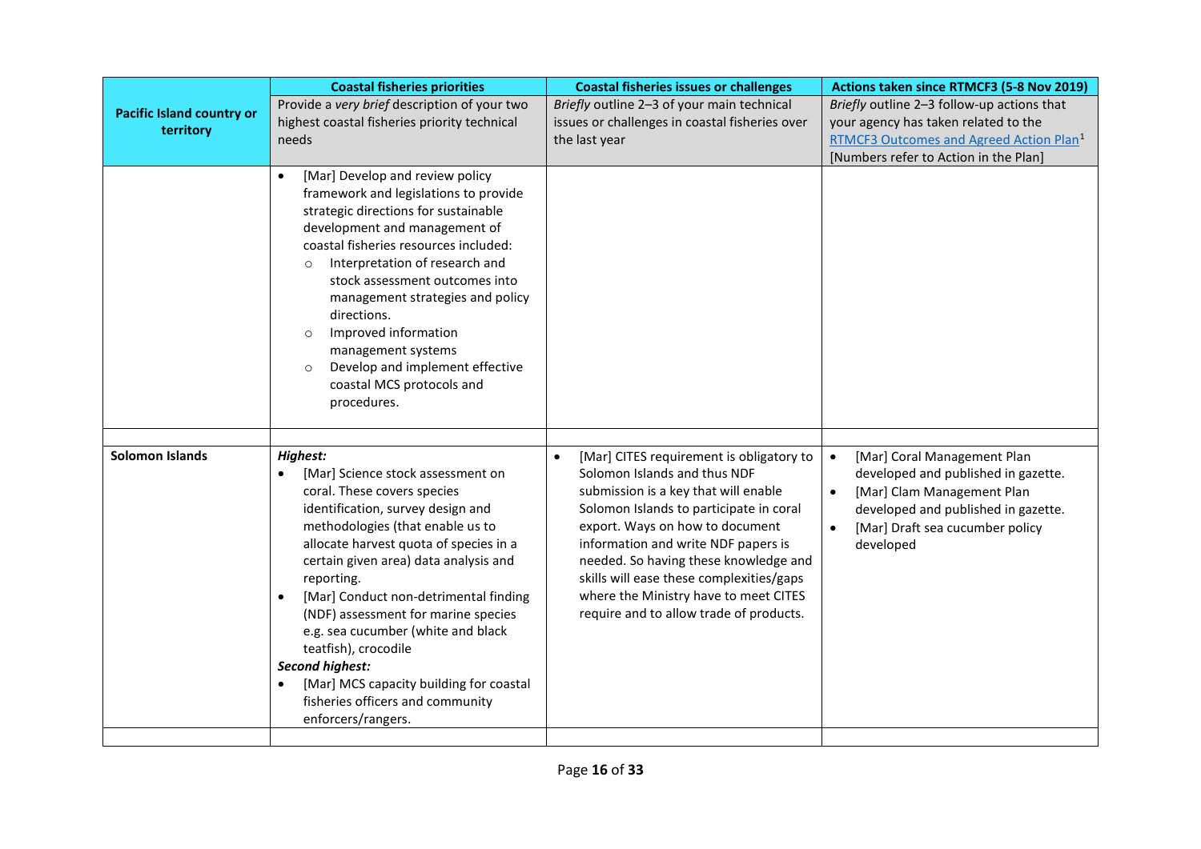| Pacific Island country or territory | Coastal fisheries priorities | Coastal fisheries issues or challenges | Actions taken since RTMCF3 (5-8 Nov 2019) |
|---|---|---|---|
| | Provide a *very brief* description of your two highest coastal fisheries priority technical needs | *Briefly* outline 2–3 of your main technical issues or challenges in coastal fisheries over the last year | *Briefly* outline 2–3 follow-up actions that your agency has taken related to the RTMCF3 Outcomes and Agreed Action Plan[1] [Numbers refer to Action in the Plan] |
| | • [Mar] Develop and review policy framework and legislations to provide strategic directions for sustainable development and management of coastal fisheries resources included:<br>  ○ Interpretation of research and stock assessment outcomes into management strategies and policy directions.<br>  ○ Improved information management systems<br>  ○ Develop and implement effective coastal MCS protocols and procedures. | | |
| | | | |
| **Solomon Islands** | ***Highest:***<br>• [Mar] Science stock assessment on coral. These covers species identification, survey design and methodologies (that enable us to allocate harvest quota of species in a certain given area) data analysis and reporting.<br>• [Mar] Conduct non-detrimental finding (NDF) assessment for marine species e.g. sea cucumber (white and black teatfish), crocodile<br>***Second highest:***<br>• [Mar] MCS capacity building for coastal fisheries officers and community enforcers/rangers. | • [Mar] CITES requirement is obligatory to Solomon Islands and thus NDF submission is a key that will enable Solomon Islands to participate in coral export. Ways on how to document information and write NDF papers is needed. So having these knowledge and skills will ease these complexities/gaps where the Ministry have to meet CITES require and to allow trade of products. | • [Mar] Coral Management Plan developed and published in gazette.<br>• [Mar] Clam Management Plan developed and published in gazette.<br>• [Mar] Draft sea cucumber policy developed |
| | | | |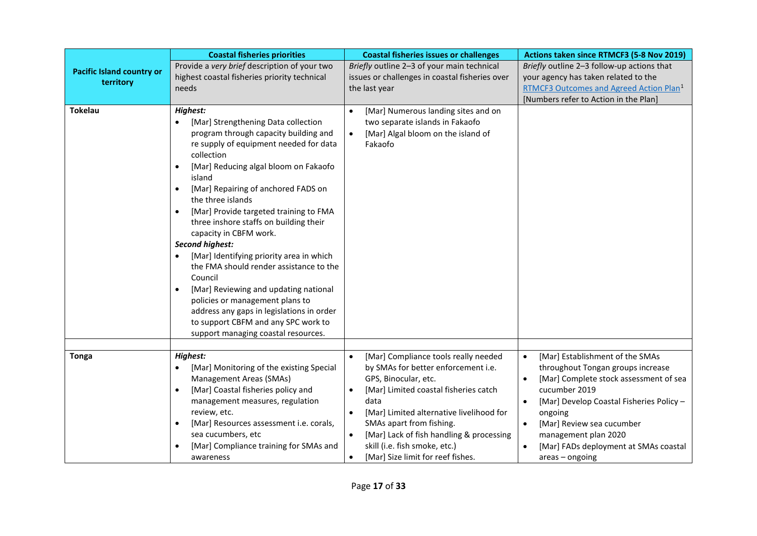| Pacific Island country or territory | Coastal fisheries priorities | Coastal fisheries issues or challenges | Actions taken since RTMCF3 (5-8 Nov 2019) |
|---|---|---|---|
| | Provide a *very brief* description of your two highest coastal fisheries priority technical needs | *Briefly* outline 2–3 of your main technical issues or challenges in coastal fisheries over the last year | *Briefly* outline 2–3 follow-up actions that your agency has taken related to the RTMCF3 Outcomes and Agreed Action Plan[1] [Numbers refer to Action in the Plan] |
| **Tokelau** | ***Highest:***<br>• [Mar] Strengthening Data collection program through capacity building and re supply of equipment needed for data collection<br>• [Mar] Reducing algal bloom on Fakaofo island<br>• [Mar] Repairing of anchored FADS on the three islands<br>• [Mar] Provide targeted training to FMA three inshore staffs on building their capacity in CBFM work.<br>***Second highest:***<br>• [Mar] Identifying priority area in which the FMA should render assistance to the Council<br>• [Mar] Reviewing and updating national policies or management plans to address any gaps in legislations in order to support CBFM and any SPC work to support managing coastal resources. | • [Mar] Numerous landing sites and on two separate islands in Fakaofo<br>• [Mar] Algal bloom on the island of Fakaofo | |
| | | | |
| **Tonga** | ***Highest:***<br>• [Mar] Monitoring of the existing Special Management Areas (SMAs)<br>• [Mar] Coastal fisheries policy and management measures, regulation review, etc.<br>• [Mar] Resources assessment i.e. corals, sea cucumbers, etc<br>• [Mar] Compliance training for SMAs and awareness | • [Mar] Compliance tools really needed by SMAs for better enforcement i.e. GPS, Binocular, etc.<br>• [Mar] Limited coastal fisheries catch data<br>• [Mar] Limited alternative livelihood for SMAs apart from fishing.<br>• [Mar] Lack of fish handling & processing skill (i.e. fish smoke, etc.)<br>• [Mar] Size limit for reef fishes. | • [Mar] Establishment of the SMAs throughout Tongan groups increase<br>• [Mar] Complete stock assessment of sea cucumber 2019<br>• [Mar] Develop Coastal Fisheries Policy – ongoing<br>• [Mar] Review sea cucumber management plan 2020<br>• [Mar] FADs deployment at SMAs coastal areas – ongoing |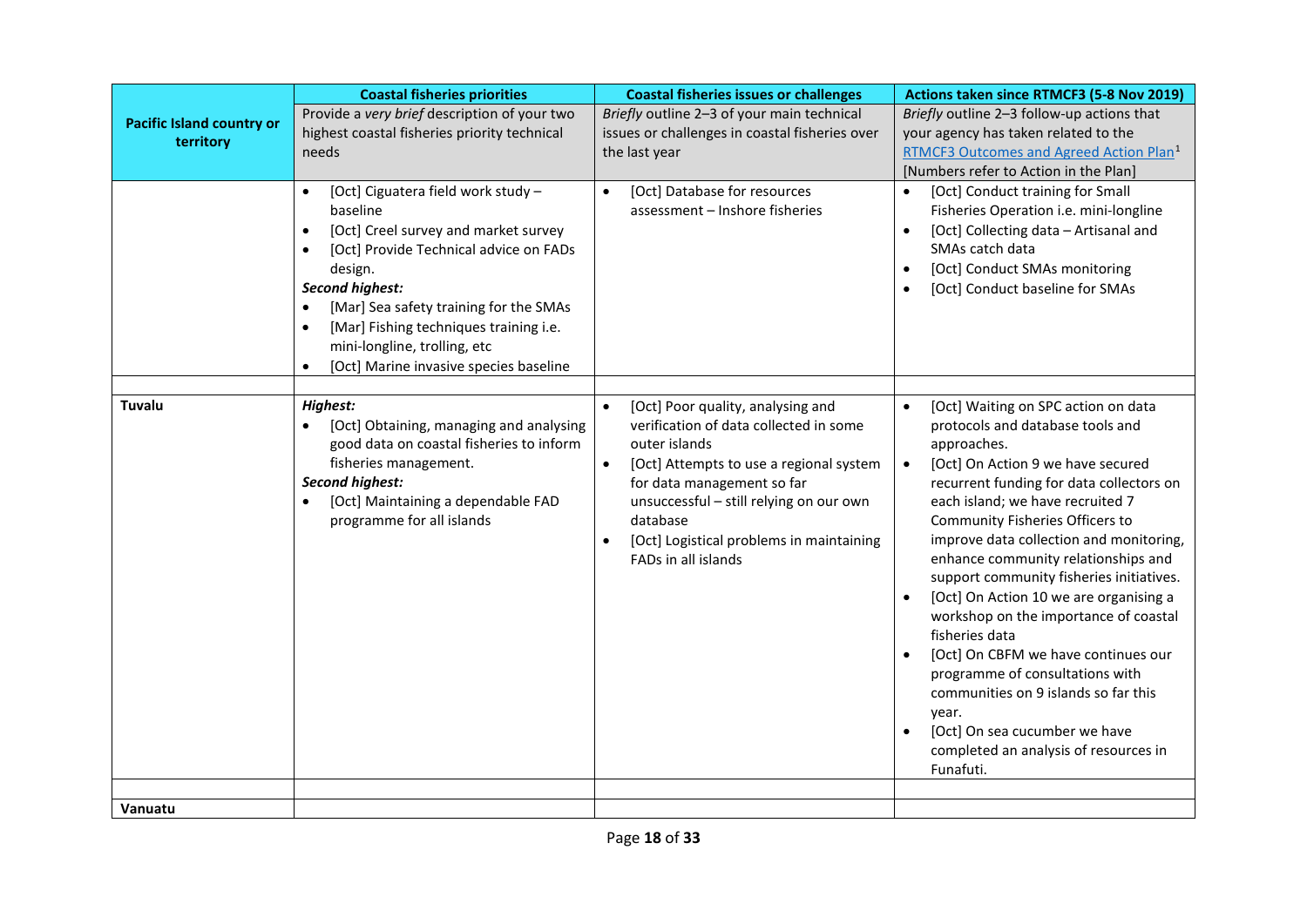| Pacific Island country or territory | Coastal fisheries priorities | Coastal fisheries issues or challenges | Actions taken since RTMCF3 (5-8 Nov 2019) |
|---|---|---|---|
| | Provide a *very brief* description of your two highest coastal fisheries priority technical needs | *Briefly* outline 2–3 of your main technical issues or challenges in coastal fisheries over the last year | *Briefly* outline 2–3 follow-up actions that your agency has taken related to the RTMCF3 Outcomes and Agreed Action Plan[1] [Numbers refer to Action in the Plan] |
| | • [Oct] Ciguatera field work study – baseline<br>• [Oct] Creel survey and market survey<br>• [Oct] Provide Technical advice on FADs design.<br>***Second highest:***<br>• [Mar] Sea safety training for the SMAs<br>• [Mar] Fishing techniques training i.e. mini-longline, trolling, etc<br>• [Oct] Marine invasive species baseline | • [Oct] Database for resources assessment – Inshore fisheries | • [Oct] Conduct training for Small Fisheries Operation i.e. mini-longline<br>• [Oct] Collecting data – Artisanal and SMAs catch data<br>• [Oct] Conduct SMAs monitoring<br>• [Oct] Conduct baseline for SMAs |
| | | | |
| **Tuvalu** | ***Highest:***<br>• [Oct] Obtaining, managing and analysing good data on coastal fisheries to inform fisheries management.<br>***Second highest:***<br>• [Oct] Maintaining a dependable FAD programme for all islands | • [Oct] Poor quality, analysing and verification of data collected in some outer islands<br>• [Oct] Attempts to use a regional system for data management so far unsuccessful – still relying on our own database<br>• [Oct] Logistical problems in maintaining FADs in all islands | • [Oct] Waiting on SPC action on data protocols and database tools and approaches.<br>• [Oct] On Action 9 we have secured recurrent funding for data collectors on each island; we have recruited 7 Community Fisheries Officers to improve data collection and monitoring, enhance community relationships and support community fisheries initiatives.<br>• [Oct] On Action 10 we are organising a workshop on the importance of coastal fisheries data<br>• [Oct] On CBFM we have continues our programme of consultations with communities on 9 islands so far this year.<br>• [Oct] On sea cucumber we have completed an analysis of resources in Funafuti. |
| | | | |
| **Vanuatu** | | | |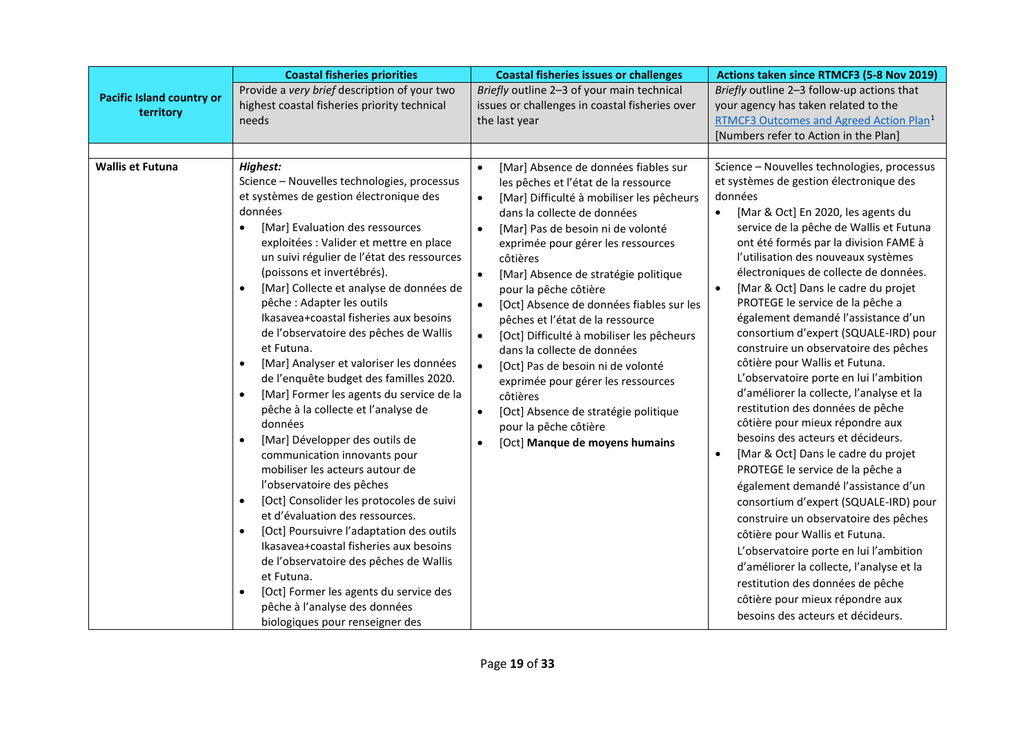| Pacific Island country or territory | Coastal fisheries priorities<br>Provide a *very brief* description of your two highest coastal fisheries priority technical needs | Coastal fisheries issues or challenges<br>*Briefly* outline 2–3 of your main technical issues or challenges in coastal fisheries over the last year | Actions taken since RTMCF3 (5-8 Nov 2019)<br>*Briefly* outline 2–3 follow-up actions that your agency has taken related to the RTMCF3 Outcomes and Agreed Action Plan[1] [Numbers refer to Action in the Plan] |
|---|---|---|---|
| | | | |
| **Wallis et Futuna** | ***Highest:***<br>Science – Nouvelles technologies, processus et systèmes de gestion électronique des données<br>• [Mar] Evaluation des ressources exploitées : Valider et mettre en place un suivi régulier de l'état des ressources (poissons et invertébrés).<br>• [Mar] Collecte et analyse de données de pêche : Adapter les outils Ikasavea+coastal fisheries aux besoins de l'observatoire des pêches de Wallis et Futuna.<br>• [Mar] Analyser et valoriser les données de l'enquête budget des familles 2020.<br>• [Mar] Former les agents du service de la pêche à la collecte et l'analyse de données<br>• [Mar] Développer des outils de communication innovants pour mobiliser les acteurs autour de l'observatoire des pêches<br>• [Oct] Consolider les protocoles de suivi et d'évaluation des ressources.<br>• [Oct] Poursuivre l'adaptation des outils Ikasavea+coastal fisheries aux besoins de l'observatoire des pêches de Wallis et Futuna.<br>• [Oct] Former les agents du service des pêche à l'analyse des données biologiques pour renseigner des | • [Mar] Absence de données fiables sur les pêches et l'état de la ressource<br>• [Mar] Difficulté à mobiliser les pêcheurs dans la collecte de données<br>• [Mar] Pas de besoin ni de volonté exprimée pour gérer les ressources côtières<br>• [Mar] Absence de stratégie politique pour la pêche côtière<br>• [Oct] Absence de données fiables sur les pêches et l'état de la ressource<br>• [Oct] Difficulté à mobiliser les pêcheurs dans la collecte de données<br>• [Oct] Pas de besoin ni de volonté exprimée pour gérer les ressources côtières<br>• [Oct] Absence de stratégie politique pour la pêche côtière<br>• [Oct] **Manque de moyens humains** | Science – Nouvelles technologies, processus et systèmes de gestion électronique des données<br>• [Mar & Oct] En 2020, les agents du service de la pêche de Wallis et Futuna ont été formés par la division FAME à l'utilisation des nouveaux systèmes électroniques de collecte de données.<br>• [Mar & Oct] Dans le cadre du projet PROTEGE le service de la pêche a également demandé l'assistance d'un consortium d'expert (SQUALE-IRD) pour construire un observatoire des pêches côtière pour Wallis et Futuna. L'observatoire porte en lui l'ambition d'améliorer la collecte, l'analyse et la restitution des données de pêche côtière pour mieux répondre aux besoins des acteurs et décideurs.<br>• [Mar & Oct] Dans le cadre du projet PROTEGE le service de la pêche a également demandé l'assistance d'un consortium d'expert (SQUALE-IRD) pour construire un observatoire des pêches côtière pour Wallis et Futuna. L'observatoire porte en lui l'ambition d'améliorer la collecte, l'analyse et la restitution des données de pêche côtière pour mieux répondre aux besoins des acteurs et décideurs. |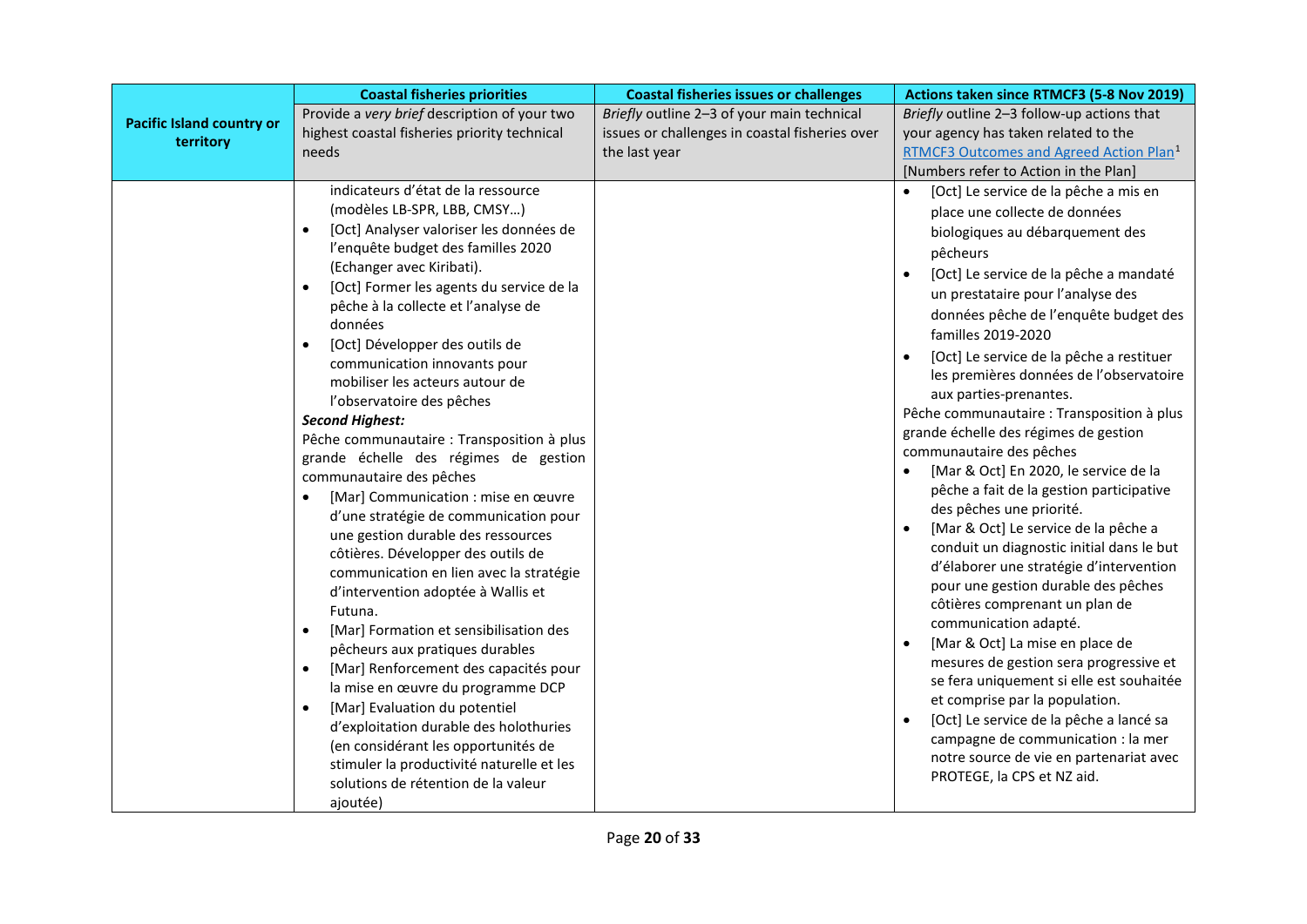| Pacific Island country or territory | Coastal fisheries priorities | Coastal fisheries issues or challenges | Actions taken since RTMCF3 (5-8 Nov 2019) |
|---|---|---|---|
| | Provide a *very brief* description of your two highest coastal fisheries priority technical needs | *Briefly* outline 2–3 of your main technical issues or challenges in coastal fisheries over the last year | *Briefly* outline 2–3 follow-up actions that your agency has taken related to the RTMCF3 Outcomes and Agreed Action Plan[1] [Numbers refer to Action in the Plan] |
| | indicateurs d'état de la ressource (modèles LB-SPR, LBB, CMSY…)<br>• [Oct] Analyser valoriser les données de l'enquête budget des familles 2020 (Echanger avec Kiribati).<br>• [Oct] Former les agents du service de la pêche à la collecte et l'analyse de données<br>• [Oct] Développer des outils de communication innovants pour mobiliser les acteurs autour de l'observatoire des pêches<br>***Second Highest:***<br>Pêche communautaire : Transposition à plus grande échelle des régimes de gestion communautaire des pêches<br>• [Mar] Communication : mise en œuvre d'une stratégie de communication pour une gestion durable des ressources côtières. Développer des outils de communication en lien avec la stratégie d'intervention adoptée à Wallis et Futuna.<br>• [Mar] Formation et sensibilisation des pêcheurs aux pratiques durables<br>• [Mar] Renforcement des capacités pour la mise en œuvre du programme DCP<br>• [Mar] Evaluation du potentiel d'exploitation durable des holothuries (en considérant les opportunités de stimuler la productivité naturelle et les solutions de rétention de la valeur ajoutée) | | • [Oct] Le service de la pêche a mis en place une collecte de données biologiques au débarquement des pêcheurs<br>• [Oct] Le service de la pêche a mandaté un prestataire pour l'analyse des données pêche de l'enquête budget des familles 2019-2020<br>• [Oct] Le service de la pêche a restituer les premières données de l'observatoire aux parties-prenantes.<br>Pêche communautaire : Transposition à plus grande échelle des régimes de gestion communautaire des pêches<br>• [Mar & Oct] En 2020, le service de la pêche a fait de la gestion participative des pêches une priorité.<br>• [Mar & Oct] Le service de la pêche a conduit un diagnostic initial dans le but d'élaborer une stratégie d'intervention pour une gestion durable des pêches côtières comprenant un plan de communication adapté.<br>• [Mar & Oct] La mise en place de mesures de gestion sera progressive et se fera uniquement si elle est souhaitée et comprise par la population.<br>• [Oct] Le service de la pêche a lancé sa campagne de communication : la mer notre source de vie en partenariat avec PROTEGE, la CPS et NZ aid. |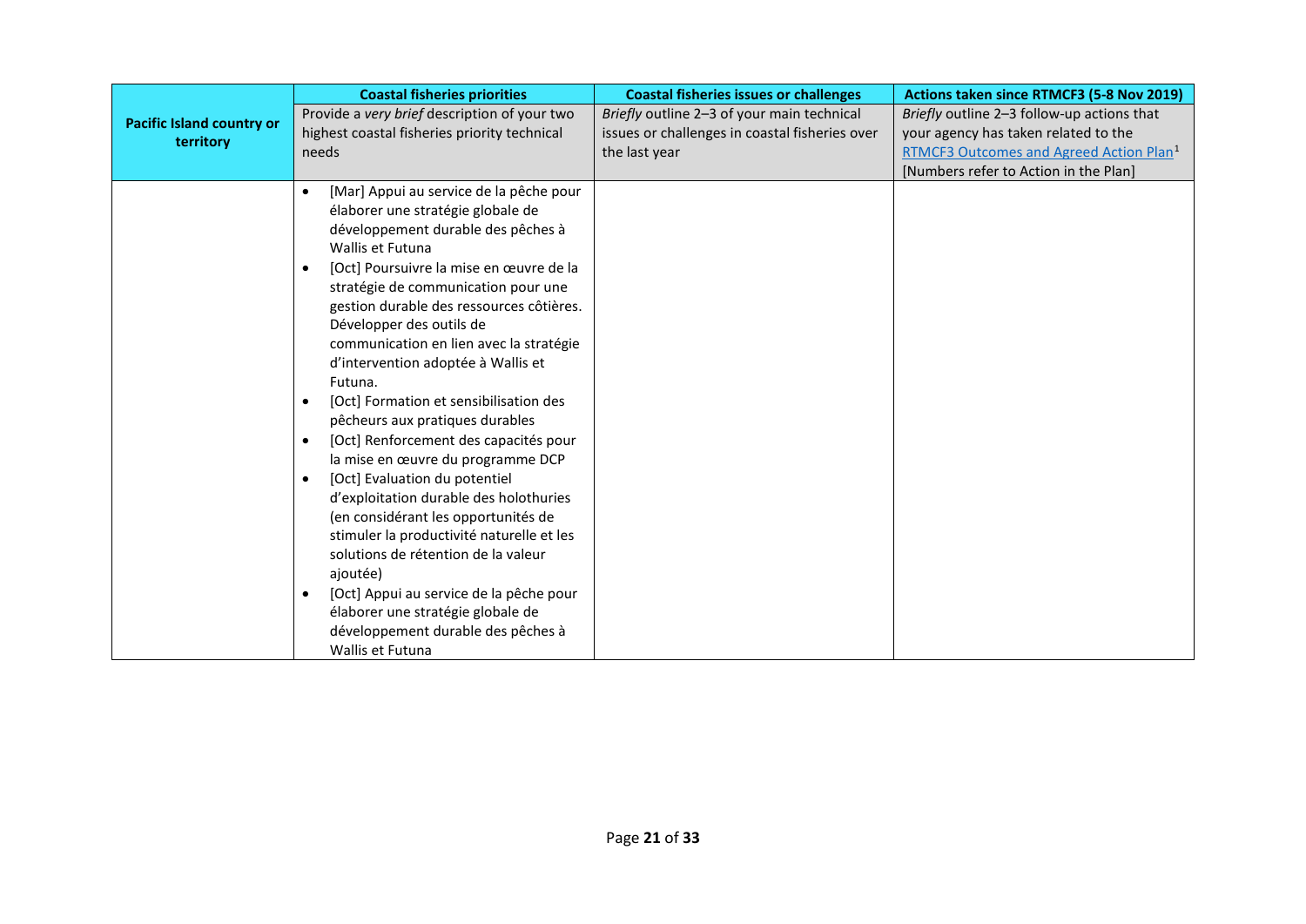| Pacific Island country or territory | Coastal fisheries priorities | Coastal fisheries issues or challenges | Actions taken since RTMCF3 (5-8 Nov 2019) |
|---|---|---|---|
| | Provide a *very brief* description of your two highest coastal fisheries priority technical needs | *Briefly* outline 2–3 of your main technical issues or challenges in coastal fisheries over the last year | *Briefly* outline 2–3 follow-up actions that your agency has taken related to the RTMCF3 Outcomes and Agreed Action Plan[1] [Numbers refer to Action in the Plan] |
| | • [Mar] Appui au service de la pêche pour élaborer une stratégie globale de développement durable des pêches à Wallis et Futuna<br>• [Oct] Poursuivre la mise en œuvre de la stratégie de communication pour une gestion durable des ressources côtières. Développer des outils de communication en lien avec la stratégie d'intervention adoptée à Wallis et Futuna.<br>• [Oct] Formation et sensibilisation des pêcheurs aux pratiques durables<br>• [Oct] Renforcement des capacités pour la mise en œuvre du programme DCP<br>• [Oct] Evaluation du potentiel d'exploitation durable des holothuries (en considérant les opportunités de stimuler la productivité naturelle et les solutions de rétention de la valeur ajoutée)<br>• [Oct] Appui au service de la pêche pour élaborer une stratégie globale de développement durable des pêches à Wallis et Futuna | | |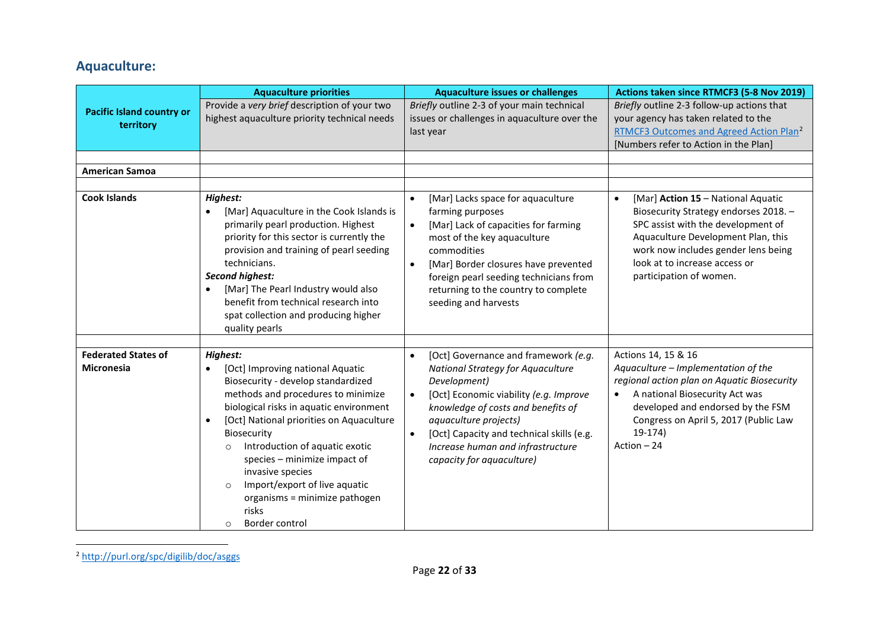## Aquaculture:

| Pacific Island country or territory | Aquaculture priorities<br>Provide a *very brief* description of your two highest aquaculture priority technical needs | Aquaculture issues or challenges<br>*Briefly* outline 2-3 of your main technical issues or challenges in aquaculture over the last year | Actions taken since RTMCF3 (5-8 Nov 2019)<br>*Briefly* outline 2-3 follow-up actions that your agency has taken related to the RTMCF3 Outcomes and Agreed Action Plan[2] [Numbers refer to Action in the Plan] |
|---|---|---|---|
| | | | |
| **American Samoa** | | | |
| | | | |
| **Cook Islands** | ***Highest:***<br>• [Mar] Aquaculture in the Cook Islands is primarily pearl production. Highest priority for this sector is currently the provision and training of pearl seeding technicians.<br>***Second highest:***<br>• [Mar] The Pearl Industry would also benefit from technical research into spat collection and producing higher quality pearls | • [Mar] Lacks space for aquaculture farming purposes<br>• [Mar] Lack of capacities for farming most of the key aquaculture commodities<br>• [Mar] Border closures have prevented foreign pearl seeding technicians from returning to the country to complete seeding and harvests | • [Mar] **Action 15** – National Aquatic Biosecurity Strategy endorses 2018. – SPC assist with the development of Aquaculture Development Plan, this work now includes gender lens being look at to increase access or participation of women. |
| | | | |
| **Federated States of Micronesia** | ***Highest:***<br>• [Oct] Improving national Aquatic Biosecurity - develop standardized methods and procedures to minimize biological risks in aquatic environment<br>• [Oct] National priorities on Aquaculture Biosecurity<br>  ○ Introduction of aquatic exotic species – minimize impact of invasive species<br>  ○ Import/export of live aquatic organisms = minimize pathogen risks<br>  ○ Border control | • [Oct] Governance and framework *(e.g. National Strategy for Aquaculture Development)*<br>• [Oct] Economic viability *(e.g. Improve knowledge of costs and benefits of aquaculture projects)*<br>• [Oct] Capacity and technical skills (e.g. *Increase human and infrastructure capacity for aquaculture)* | Actions 14, 15 & 16<br>*Aquaculture – Implementation of the regional action plan on Aquatic Biosecurity*<br>• A national Biosecurity Act was developed and endorsed by the FSM Congress on April 5, 2017 (Public Law 19-174)<br>Action – 24 |

[2] http://purl.org/spc/digilib/doc/asggs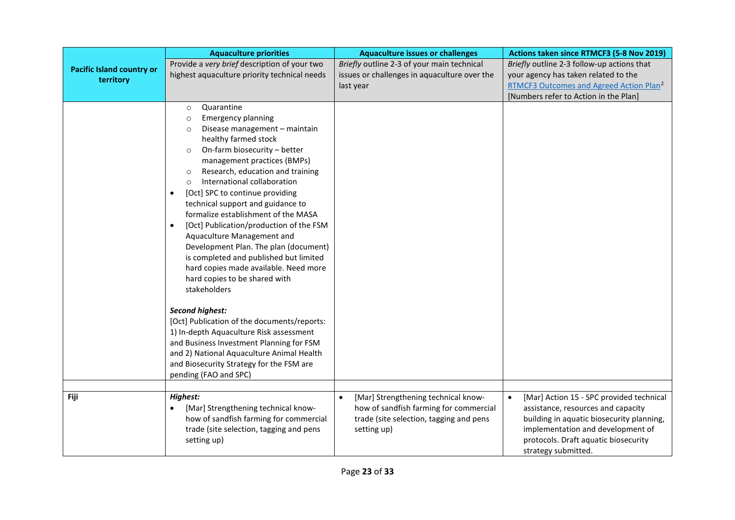| Pacific Island country or territory | Aquaculture priorities | Aquaculture issues or challenges | Actions taken since RTMCF3 (5-8 Nov 2019) |
|---|---|---|---|
| | Provide a *very brief* description of your two highest aquaculture priority technical needs | *Briefly* outline 2-3 of your main technical issues or challenges in aquaculture over the last year | *Briefly* outline 2-3 follow-up actions that your agency has taken related to the RTMCF3 Outcomes and Agreed Action Plan[2] [Numbers refer to Action in the Plan] |
| | ○ Quarantine<br>○ Emergency planning<br>○ Disease management – maintain healthy farmed stock<br>○ On-farm biosecurity – better management practices (BMPs)<br>○ Research, education and training<br>○ International collaboration<br>• [Oct] SPC to continue providing technical support and guidance to formalize establishment of the MASA<br>• [Oct] Publication/production of the FSM Aquaculture Management and Development Plan. The plan (document) is completed and published but limited hard copies made available. Need more hard copies to be shared with stakeholders<br><br>***Second highest:***<br>[Oct] Publication of the documents/reports: 1) In-depth Aquaculture Risk assessment and Business Investment Planning for FSM and 2) National Aquaculture Animal Health and Biosecurity Strategy for the FSM are pending (FAO and SPC) | | |
| | | | |
| **Fiji** | ***Highest:***<br>• [Mar] Strengthening technical know-how of sandfish farming for commercial trade (site selection, tagging and pens setting up) | • [Mar] Strengthening technical know-how of sandfish farming for commercial trade (site selection, tagging and pens setting up) | • [Mar] Action 15 - SPC provided technical assistance, resources and capacity building in aquatic biosecurity planning, implementation and development of protocols. Draft aquatic biosecurity strategy submitted. |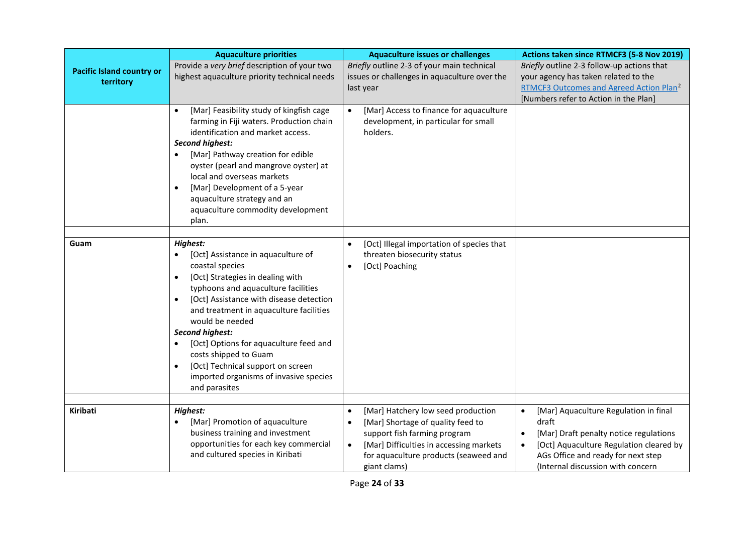| Pacific Island country or territory | Aquaculture priorities | Aquaculture issues or challenges | Actions taken since RTMCF3 (5-8 Nov 2019) |
|---|---|---|---|
| | Provide a *very brief* description of your two highest aquaculture priority technical needs | *Briefly* outline 2-3 of your main technical issues or challenges in aquaculture over the last year | *Briefly* outline 2-3 follow-up actions that your agency has taken related to the RTMCF3 Outcomes and Agreed Action Plan[2] [Numbers refer to Action in the Plan] |
| | • [Mar] Feasibility study of kingfish cage farming in Fiji waters. Production chain identification and market access.<br>***Second highest:***<br>• [Mar] Pathway creation for edible oyster (pearl and mangrove oyster) at local and overseas markets<br>• [Mar] Development of a 5-year aquaculture strategy and an aquaculture commodity development plan. | • [Mar] Access to finance for aquaculture development, in particular for small holders. | |
| | | | |
| **Guam** | ***Highest:***<br>• [Oct] Assistance in aquaculture of coastal species<br>• [Oct] Strategies in dealing with typhoons and aquaculture facilities<br>• [Oct] Assistance with disease detection and treatment in aquaculture facilities would be needed<br>***Second highest:***<br>• [Oct] Options for aquaculture feed and costs shipped to Guam<br>• [Oct] Technical support on screen imported organisms of invasive species and parasites | • [Oct] Illegal importation of species that threaten biosecurity status<br>• [Oct] Poaching | |
| | | | |
| **Kiribati** | ***Highest:***<br>• [Mar] Promotion of aquaculture business training and investment opportunities for each key commercial and cultured species in Kiribati | • [Mar] Hatchery low seed production<br>• [Mar] Shortage of quality feed to support fish farming program<br>• [Mar] Difficulties in accessing markets for aquaculture products (seaweed and giant clams) | • [Mar] Aquaculture Regulation in final draft<br>• [Mar] Draft penalty notice regulations<br>• [Oct] Aquaculture Regulation cleared by AGs Office and ready for next step (Internal discussion with concern |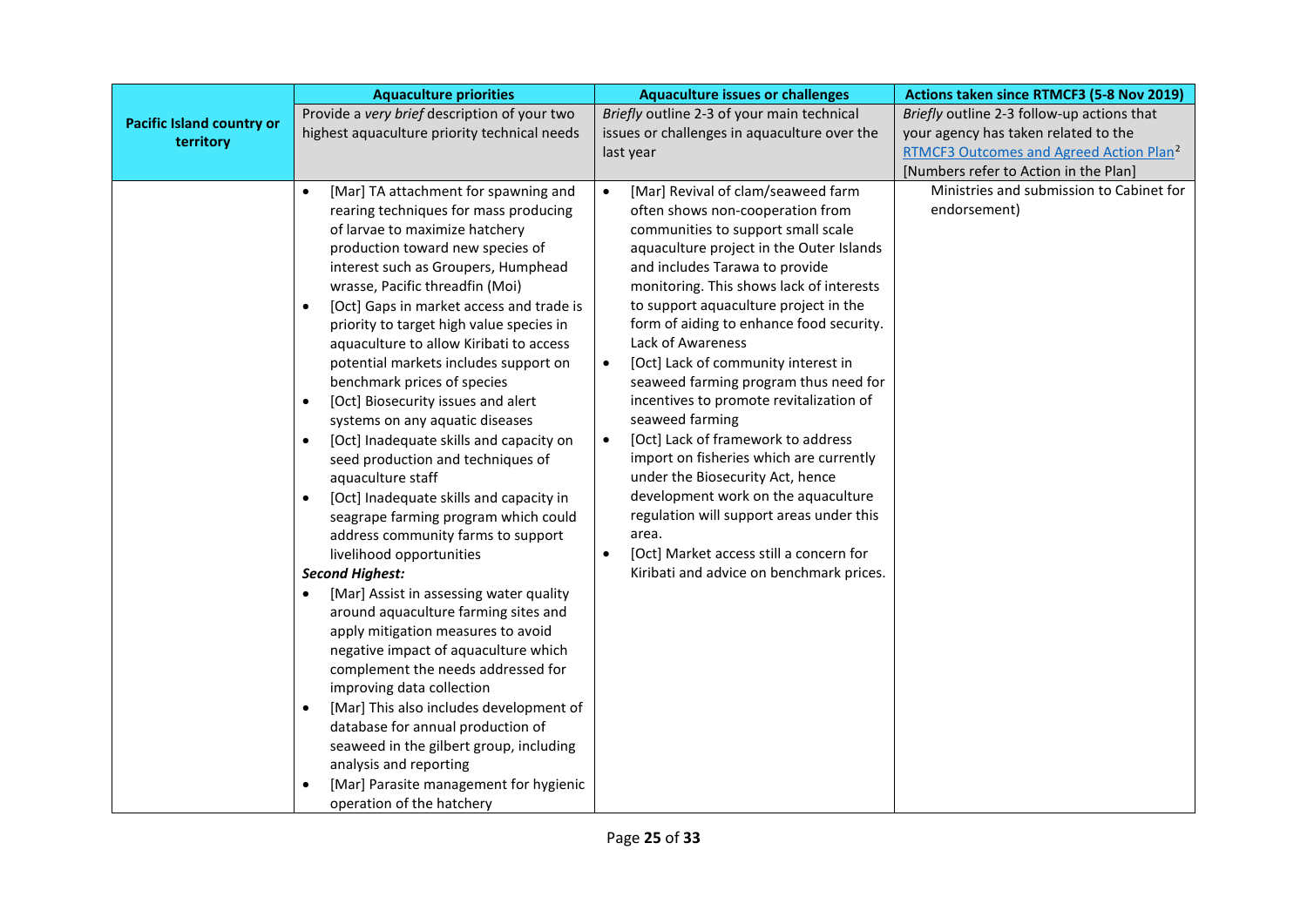| Pacific Island country or territory | Aquaculture priorities | Aquaculture issues or challenges | Actions taken since RTMCF3 (5-8 Nov 2019) |
|---|---|---|---|
| | Provide a *very brief* description of your two highest aquaculture priority technical needs | *Briefly* outline 2-3 of your main technical issues or challenges in aquaculture over the last year | *Briefly* outline 2-3 follow-up actions that your agency has taken related to the RTMCF3 Outcomes and Agreed Action Plan[2] [Numbers refer to Action in the Plan] |
| | • [Mar] TA attachment for spawning and rearing techniques for mass producing of larvae to maximize hatchery production toward new species of interest such as Groupers, Humphead wrasse, Pacific threadfin (Moi)<br>• [Oct] Gaps in market access and trade is priority to target high value species in aquaculture to allow Kiribati to access potential markets includes support on benchmark prices of species<br>• [Oct] Biosecurity issues and alert systems on any aquatic diseases<br>• [Oct] Inadequate skills and capacity on seed production and techniques of aquaculture staff<br>• [Oct] Inadequate skills and capacity in seagrape farming program which could address community farms to support livelihood opportunities<br>***Second Highest:***<br>• [Mar] Assist in assessing water quality around aquaculture farming sites and apply mitigation measures to avoid negative impact of aquaculture which complement the needs addressed for improving data collection<br>• [Mar] This also includes development of database for annual production of seaweed in the gilbert group, including analysis and reporting<br>• [Mar] Parasite management for hygienic operation of the hatchery | • [Mar] Revival of clam/seaweed farm often shows non-cooperation from communities to support small scale aquaculture project in the Outer Islands and includes Tarawa to provide monitoring. This shows lack of interests to support aquaculture project in the form of aiding to enhance food security. Lack of Awareness<br>• [Oct] Lack of community interest in seaweed farming program thus need for incentives to promote revitalization of seaweed farming<br>• [Oct] Lack of framework to address import on fisheries which are currently under the Biosecurity Act, hence development work on the aquaculture regulation will support areas under this area.<br>• [Oct] Market access still a concern for Kiribati and advice on benchmark prices. | Ministries and submission to Cabinet for endorsement) |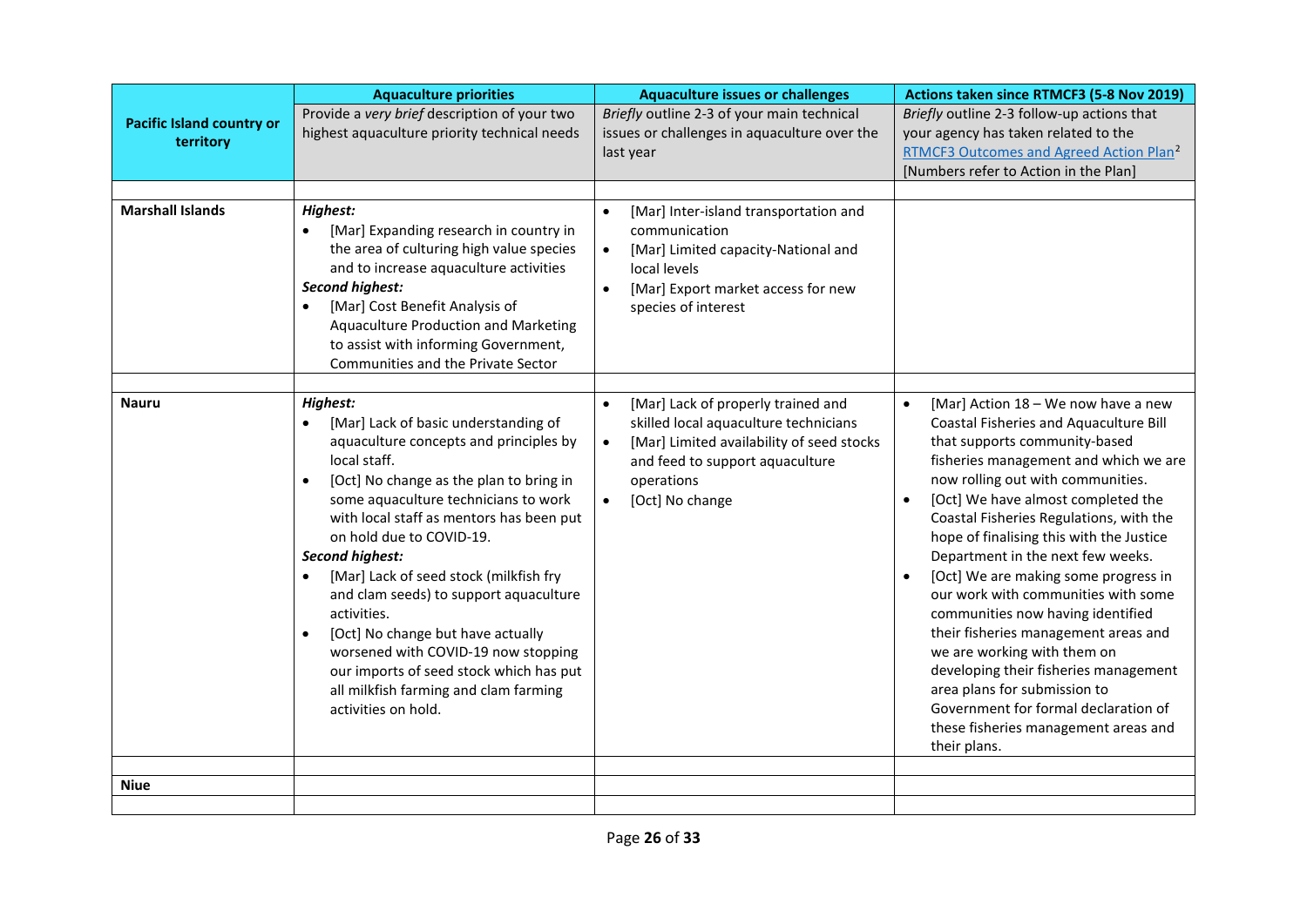| Pacific Island country or territory | Aquaculture priorities | Aquaculture issues or challenges | Actions taken since RTMCF3 (5-8 Nov 2019) |
|---|---|---|---|
| | Provide a *very brief* description of your two highest aquaculture priority technical needs | *Briefly* outline 2-3 of your main technical issues or challenges in aquaculture over the last year | *Briefly* outline 2-3 follow-up actions that your agency has taken related to the RTMCF3 Outcomes and Agreed Action Plan[2] [Numbers refer to Action in the Plan] |
| | | | |
| **Marshall Islands** | ***Highest:***<br>• [Mar] Expanding research in country in the area of culturing high value species and to increase aquaculture activities<br>***Second highest:***<br>• [Mar] Cost Benefit Analysis of Aquaculture Production and Marketing to assist with informing Government, Communities and the Private Sector | • [Mar] Inter-island transportation and communication<br>• [Mar] Limited capacity-National and local levels<br>• [Mar] Export market access for new species of interest | |
| | | | |
| **Nauru** | ***Highest:***<br>• [Mar] Lack of basic understanding of aquaculture concepts and principles by local staff.<br>• [Oct] No change as the plan to bring in some aquaculture technicians to work with local staff as mentors has been put on hold due to COVID-19.<br>***Second highest:***<br>• [Mar] Lack of seed stock (milkfish fry and clam seeds) to support aquaculture activities.<br>• [Oct] No change but have actually worsened with COVID-19 now stopping our imports of seed stock which has put all milkfish farming and clam farming activities on hold. | • [Mar] Lack of properly trained and skilled local aquaculture technicians<br>• [Mar] Limited availability of seed stocks and feed to support aquaculture operations<br>• [Oct] No change | • [Mar] Action 18 – We now have a new Coastal Fisheries and Aquaculture Bill that supports community-based fisheries management and which we are now rolling out with communities.<br>• [Oct] We have almost completed the Coastal Fisheries Regulations, with the hope of finalising this with the Justice Department in the next few weeks.<br>• [Oct] We are making some progress in our work with communities with some communities now having identified their fisheries management areas and we are working with them on developing their fisheries management area plans for submission to Government for formal declaration of these fisheries management areas and their plans. |
| | | | |
| **Niue** | | | |
| | | | |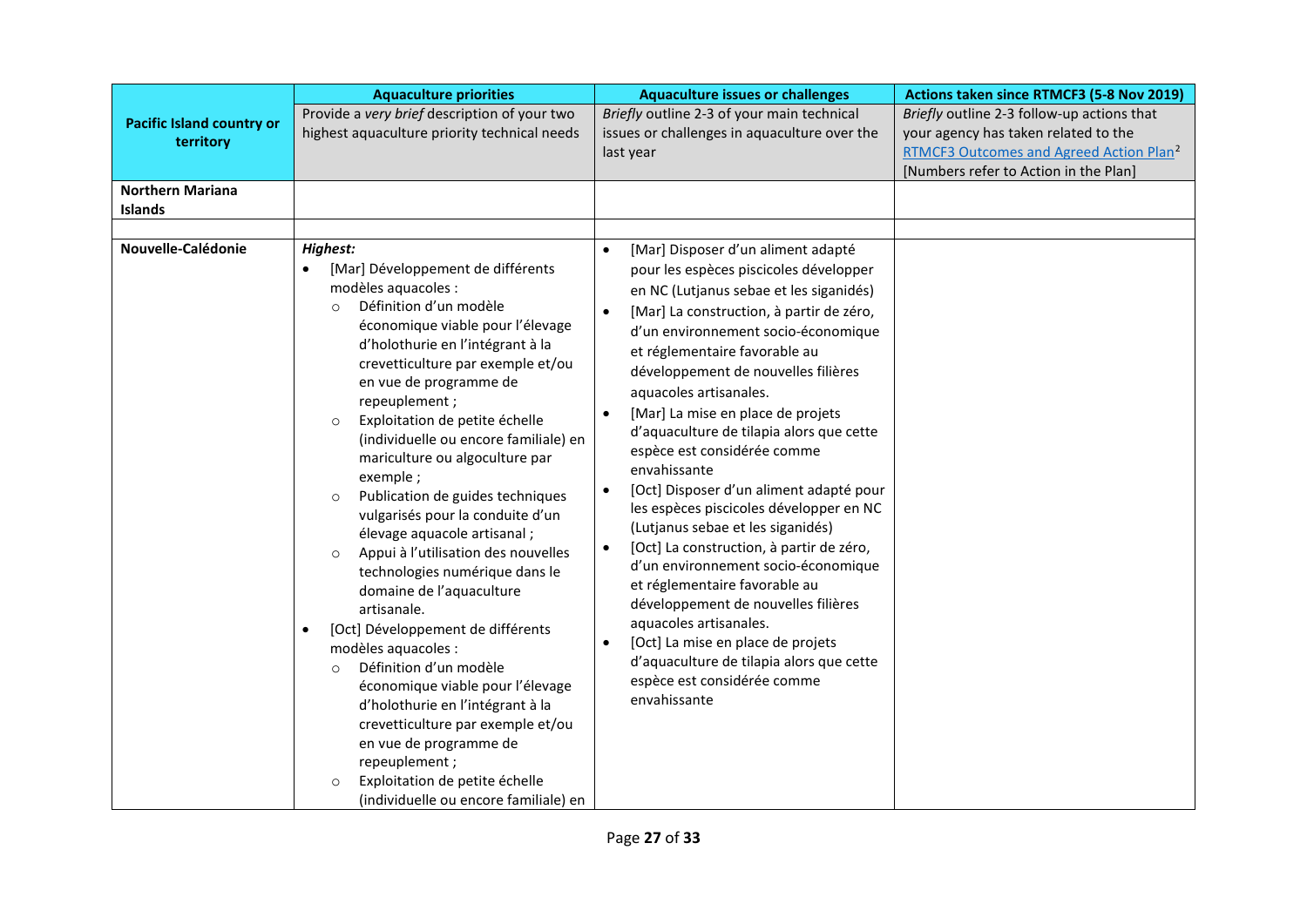| Pacific Island country or territory | Aquaculture priorities<br>Provide a *very brief* description of your two highest aquaculture priority technical needs | Aquaculture issues or challenges<br>*Briefly* outline 2-3 of your main technical issues or challenges in aquaculture over the last year | Actions taken since RTMCF3 (5-8 Nov 2019)<br>*Briefly* outline 2-3 follow-up actions that your agency has taken related to the RTMCF3 Outcomes and Agreed Action Plan[2] [Numbers refer to Action in the Plan] |
|---|---|---|---|
| **Northern Mariana Islands** | | | |
| | | | |
| **Nouvelle-Calédonie** | ***Highest:***<br>• [Mar] Développement de différents modèles aquacoles :<br>&nbsp;&nbsp;○ Définition d'un modèle économique viable pour l'élevage d'holothurie en l'intégrant à la crevetticulture par exemple et/ou en vue de programme de repeuplement ;<br>&nbsp;&nbsp;○ Exploitation de petite échelle (individuelle ou encore familiale) en mariculture ou algoculture par exemple ;<br>&nbsp;&nbsp;○ Publication de guides techniques vulgarisés pour la conduite d'un élevage aquacole artisanal ;<br>&nbsp;&nbsp;○ Appui à l'utilisation des nouvelles technologies numérique dans le domaine de l'aquaculture artisanale.<br>• [Oct] Développement de différents modèles aquacoles :<br>&nbsp;&nbsp;○ Définition d'un modèle économique viable pour l'élevage d'holothurie en l'intégrant à la crevetticulture par exemple et/ou en vue de programme de repeuplement ;<br>&nbsp;&nbsp;○ Exploitation de petite échelle (individuelle ou encore familiale) en | • [Mar] Disposer d'un aliment adapté pour les espèces piscicoles développer en NC (Lutjanus sebae et les siganidés)<br>• [Mar] La construction, à partir de zéro, d'un environnement socio-économique et réglementaire favorable au développement de nouvelles filières aquacoles artisanales.<br>• [Mar] La mise en place de projets d'aquaculture de tilapia alors que cette espèce est considérée comme envahissante<br>• [Oct] Disposer d'un aliment adapté pour les espèces piscicoles développer en NC (Lutjanus sebae et les siganidés)<br>• [Oct] La construction, à partir de zéro, d'un environnement socio-économique et réglementaire favorable au développement de nouvelles filières aquacoles artisanales.<br>• [Oct] La mise en place de projets d'aquaculture de tilapia alors que cette espèce est considérée comme envahissante | |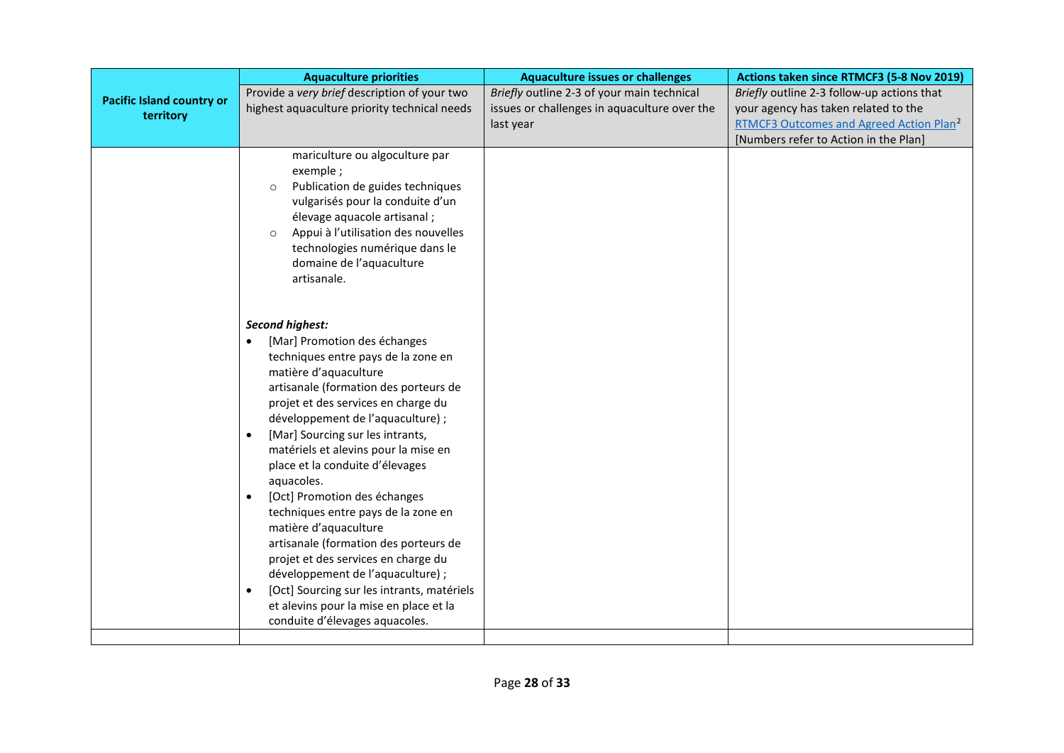| Pacific Island country or territory | Aquaculture priorities | Aquaculture issues or challenges | Actions taken since RTMCF3 (5-8 Nov 2019) |
|---|---|---|---|
| | Provide a *very brief* description of your two highest aquaculture priority technical needs | *Briefly* outline 2-3 of your main technical issues or challenges in aquaculture over the last year | *Briefly* outline 2-3 follow-up actions that your agency has taken related to the RTMCF3 Outcomes and Agreed Action Plan[2] [Numbers refer to Action in the Plan] |
| | mariculture ou algoculture par exemple ;<br>○ Publication de guides techniques vulgarisés pour la conduite d'un élevage aquacole artisanal ;<br>○ Appui à l'utilisation des nouvelles technologies numérique dans le domaine de l'aquaculture artisanale.<br><br>***Second highest:***<br>• [Mar] Promotion des échanges techniques entre pays de la zone en matière d'aquaculture artisanale (formation des porteurs de projet et des services en charge du développement de l'aquaculture) ;<br>• [Mar] Sourcing sur les intrants, matériels et alevins pour la mise en place et la conduite d'élevages aquacoles.<br>• [Oct] Promotion des échanges techniques entre pays de la zone en matière d'aquaculture artisanale (formation des porteurs de projet et des services en charge du développement de l'aquaculture) ;<br>• [Oct] Sourcing sur les intrants, matériels et alevins pour la mise en place et la conduite d'élevages aquacoles. | | |
| | | | |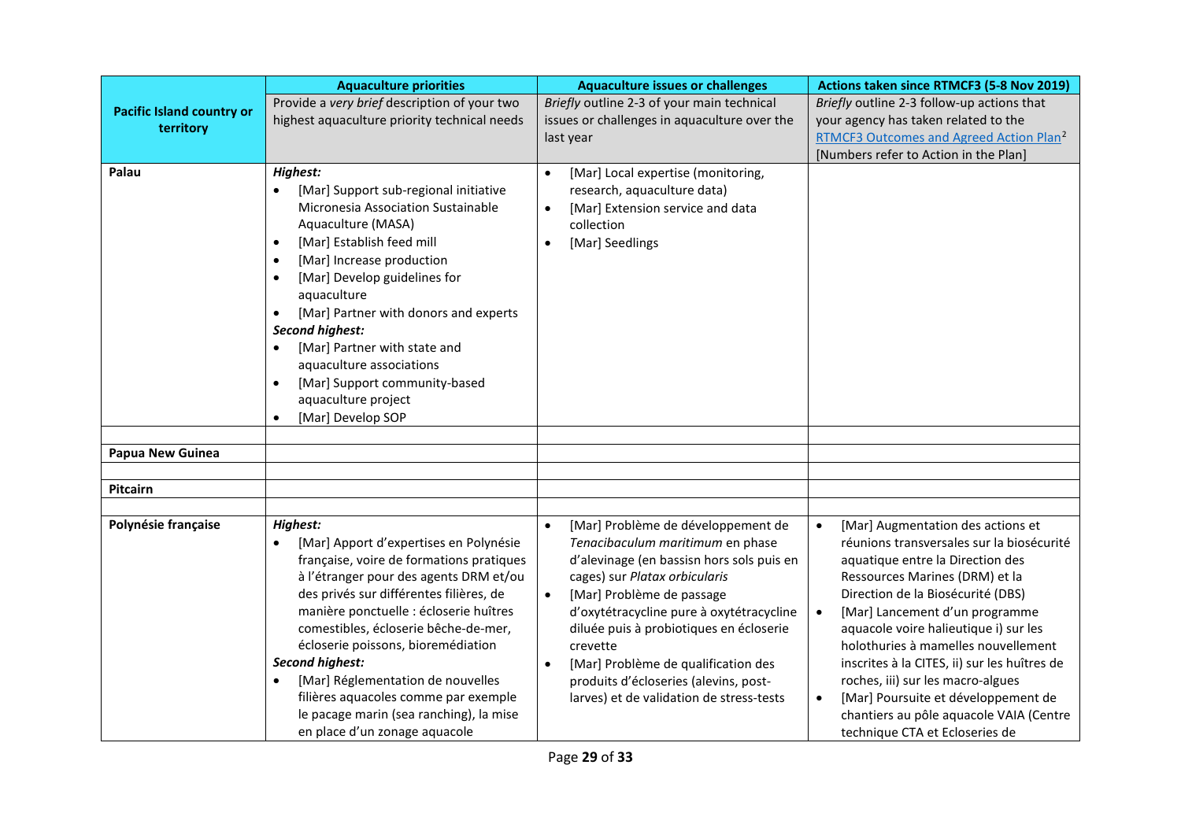| Pacific Island country or territory | Aquaculture priorities | Aquaculture issues or challenges | Actions taken since RTMCF3 (5-8 Nov 2019) |
|---|---|---|---|
| | Provide a *very brief* description of your two highest aquaculture priority technical needs | *Briefly* outline 2-3 of your main technical issues or challenges in aquaculture over the last year | *Briefly* outline 2-3 follow-up actions that your agency has taken related to the RTMCF3 Outcomes and Agreed Action Plan[2] [Numbers refer to Action in the Plan] |
| **Palau** | ***Highest:***<br>• [Mar] Support sub-regional initiative Micronesia Association Sustainable Aquaculture (MASA)<br>• [Mar] Establish feed mill<br>• [Mar] Increase production<br>• [Mar] Develop guidelines for aquaculture<br>• [Mar] Partner with donors and experts<br>***Second highest:***<br>• [Mar] Partner with state and aquaculture associations<br>• [Mar] Support community-based aquaculture project<br>• [Mar] Develop SOP | • [Mar] Local expertise (monitoring, research, aquaculture data)<br>• [Mar] Extension service and data collection<br>• [Mar] Seedlings | |
| | | | |
| **Papua New Guinea** | | | |
| | | | |
| **Pitcairn** | | | |
| | | | |
| **Polynésie française** | ***Highest:***<br>• [Mar] Apport d'expertises en Polynésie française, voire de formations pratiques à l'étranger pour des agents DRM et/ou des privés sur différentes filières, de manière ponctuelle : écloserie huîtres comestibles, écloserie bêche-de-mer, écloserie poissons, bioremédiation<br>***Second highest:***<br>• [Mar] Réglementation de nouvelles filières aquacoles comme par exemple le pacage marin (sea ranching), la mise en place d'un zonage aquacole | • [Mar] Problème de développement de *Tenacibaculum maritimum* en phase d'alevinage (en bassin hors sols puis en cages) sur *Platax orbicularis*<br>• [Mar] Problème de passage d'oxytétracycline pure à oxytétracycline diluée puis à probiotiques en écloserie crevette<br>• [Mar] Problème de qualification des produits d'écloseries (alevins, post-larves) et de validation de stress-tests | • [Mar] Augmentation des actions et réunions transversales sur la biosécurité aquatique entre la Direction des Ressources Marines (DRM) et la Direction de la Biosécurité (DBS)<br>• [Mar] Lancement d'un programme aquacole voire halieutique i) sur les holothuries à mamelles nouvellement inscrites à la CITES, ii) sur les huîtres de roches, iii) sur les macro-algues<br>• [Mar] Poursuite et développement de chantiers au pôle aquacole VAIA (Centre technique CTA et Ecloseries de |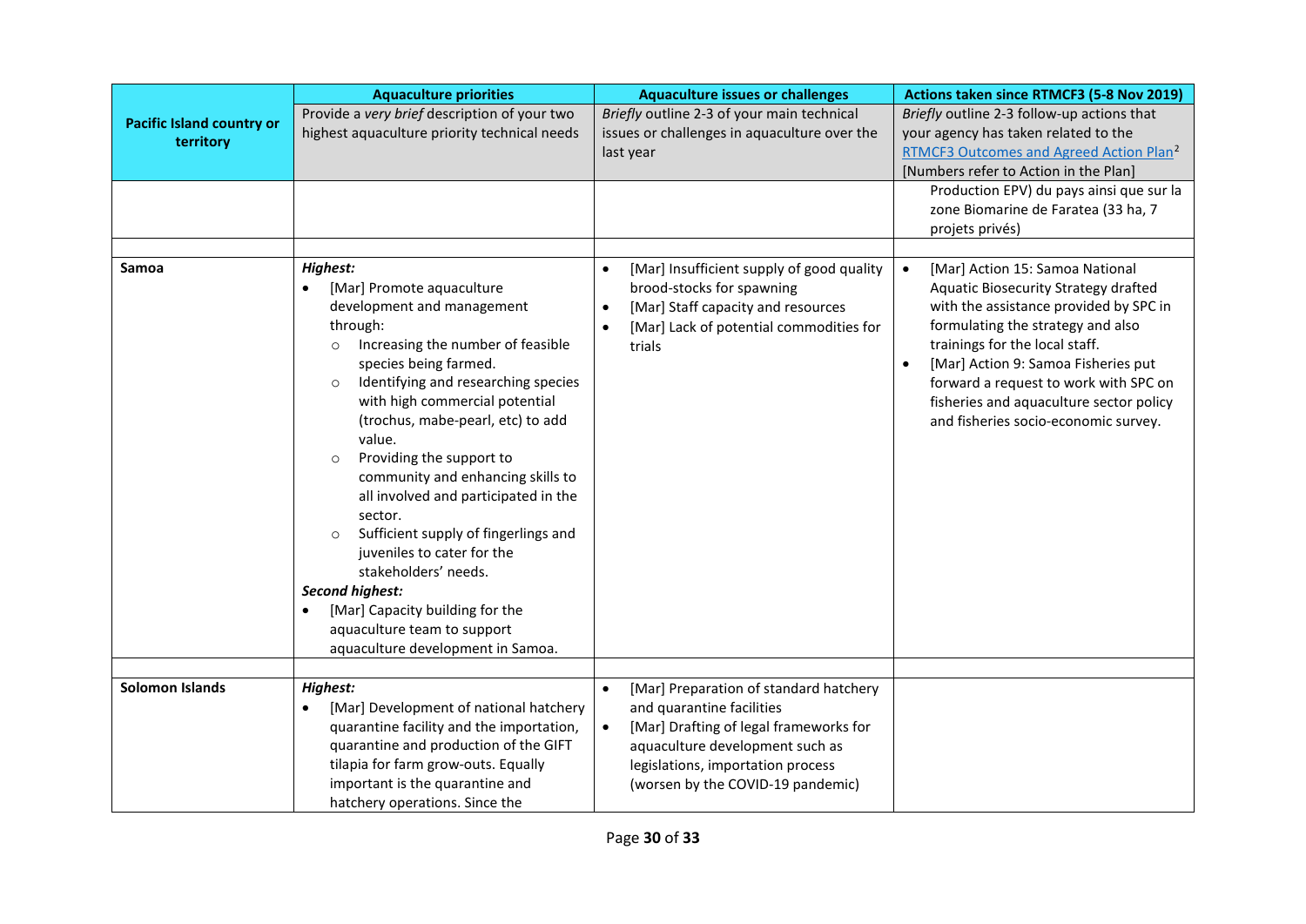| Pacific Island country or territory | Aquaculture priorities | Aquaculture issues or challenges | Actions taken since RTMCF3 (5-8 Nov 2019) |
|---|---|---|---|
| | Provide a *very brief* description of your two highest aquaculture priority technical needs | *Briefly* outline 2-3 of your main technical issues or challenges in aquaculture over the last year | *Briefly* outline 2-3 follow-up actions that your agency has taken related to the RTMCF3 Outcomes and Agreed Action Plan[2] [Numbers refer to Action in the Plan] |
| | | | Production EPV) du pays ainsi que sur la zone Biomarine de Faratea (33 ha, 7 projets privés) |
| | | | |
| **Samoa** | ***Highest:*** <br>• [Mar] Promote aquaculture development and management through: <br>○ Increasing the number of feasible species being farmed. <br>○ Identifying and researching species with high commercial potential (trochus, mabe-pearl, etc) to add value. <br>○ Providing the support to community and enhancing skills to all involved and participated in the sector. <br>○ Sufficient supply of fingerlings and juveniles to cater for the stakeholders' needs. <br>***Second highest:*** <br>• [Mar] Capacity building for the aquaculture team to support aquaculture development in Samoa. | • [Mar] Insufficient supply of good quality brood-stocks for spawning <br>• [Mar] Staff capacity and resources <br>• [Mar] Lack of potential commodities for trials | • [Mar] Action 15: Samoa National Aquatic Biosecurity Strategy drafted with the assistance provided by SPC in formulating the strategy and also trainings for the local staff. <br>• [Mar] Action 9: Samoa Fisheries put forward a request to work with SPC on fisheries and aquaculture sector policy and fisheries socio-economic survey. |
| | | | |
| **Solomon Islands** | ***Highest:*** <br>• [Mar] Development of national hatchery quarantine facility and the importation, quarantine and production of the GIFT tilapia for farm grow-outs. Equally important is the quarantine and hatchery operations. Since the | • [Mar] Preparation of standard hatchery and quarantine facilities <br>• [Mar] Drafting of legal frameworks for aquaculture development such as legislations, importation process (worsen by the COVID-19 pandemic) | |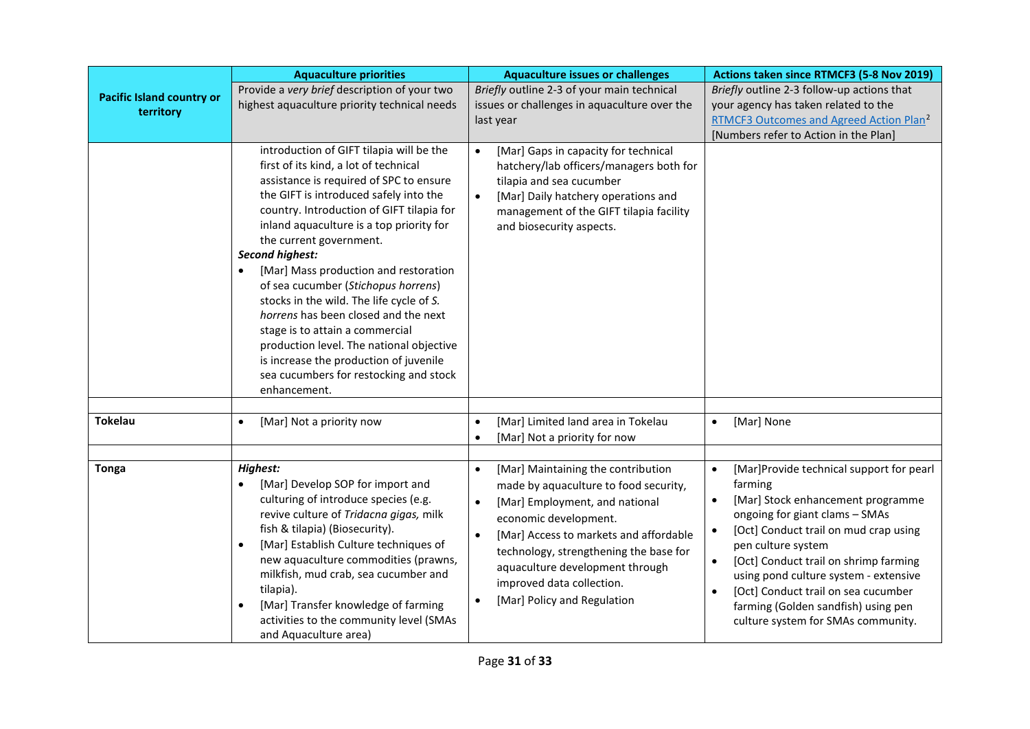| Pacific Island country or territory | Aquaculture priorities | Aquaculture issues or challenges | Actions taken since RTMCF3 (5-8 Nov 2019) |
|---|---|---|---|
| | Provide a *very brief* description of your two highest aquaculture priority technical needs | *Briefly* outline 2-3 of your main technical issues or challenges in aquaculture over the last year | *Briefly* outline 2-3 follow-up actions that your agency has taken related to the RTMCF3 Outcomes and Agreed Action Plan[2] [Numbers refer to Action in the Plan] |
| | introduction of GIFT tilapia will be the first of its kind, a lot of technical assistance is required of SPC to ensure the GIFT is introduced safely into the country. Introduction of GIFT tilapia for inland aquaculture is a top priority for the current government.<br>***Second highest:***<br>• [Mar] Mass production and restoration of sea cucumber (*Stichopus horrens*) stocks in the wild. The life cycle of *S. horrens* has been closed and the next stage is to attain a commercial production level. The national objective is increase the production of juvenile sea cucumbers for restocking and stock enhancement. | • [Mar] Gaps in capacity for technical hatchery/lab officers/managers both for tilapia and sea cucumber<br>• [Mar] Daily hatchery operations and management of the GIFT tilapia facility and biosecurity aspects. | |
| | | | |
| **Tokelau** | • [Mar] Not a priority now | • [Mar] Limited land area in Tokelau<br>• [Mar] Not a priority for now | • [Mar] None |
| | | | |
| **Tonga** | ***Highest:***<br>• [Mar] Develop SOP for import and culturing of introduce species (e.g. revive culture of *Tridacna gigas,* milk fish & tilapia) (Biosecurity).<br>• [Mar] Establish Culture techniques of new aquaculture commodities (prawns, milkfish, mud crab, sea cucumber and tilapia).<br>• [Mar] Transfer knowledge of farming activities to the community level (SMAs and Aquaculture area) | • [Mar] Maintaining the contribution made by aquaculture to food security,<br>• [Mar] Employment, and national economic development.<br>• [Mar] Access to markets and affordable technology, strengthening the base for aquaculture development through improved data collection.<br>• [Mar] Policy and Regulation | • [Mar]Provide technical support for pearl farming<br>• [Mar] Stock enhancement programme ongoing for giant clams – SMAs<br>• [Oct] Conduct trail on mud crap using pen culture system<br>• [Oct] Conduct trail on shrimp farming using pond culture system - extensive<br>• [Oct] Conduct trail on sea cucumber farming (Golden sandfish) using pen culture system for SMAs community. |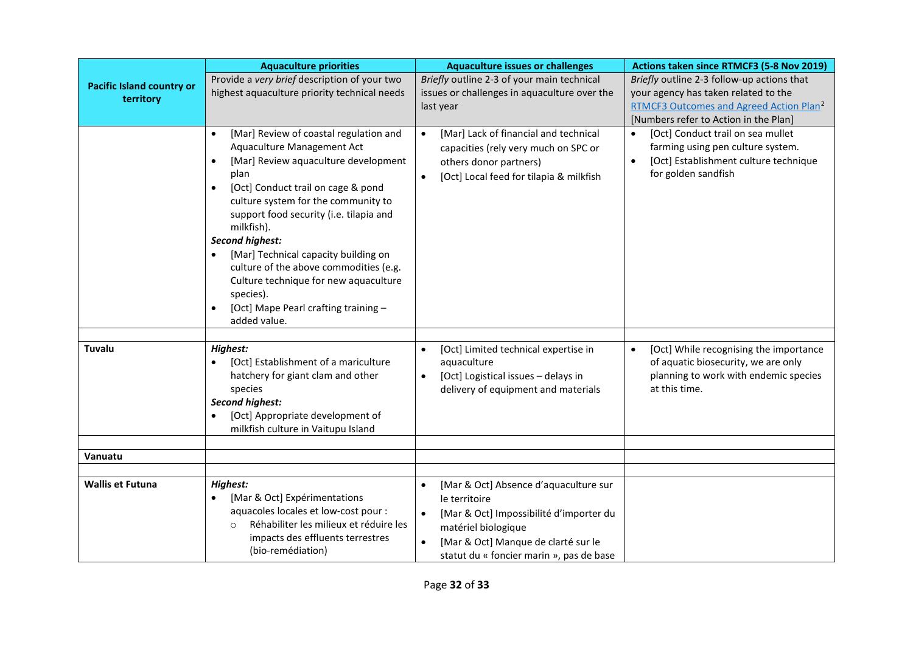| Pacific Island country or territory | Aquaculture priorities | Aquaculture issues or challenges | Actions taken since RTMCF3 (5-8 Nov 2019) |
|---|---|---|---|
| | Provide a *very brief* description of your two highest aquaculture priority technical needs | *Briefly* outline 2-3 of your main technical issues or challenges in aquaculture over the last year | *Briefly* outline 2-3 follow-up actions that your agency has taken related to the RTMCF3 Outcomes and Agreed Action Plan[2] [Numbers refer to Action in the Plan] |
| | • [Mar] Review of coastal regulation and Aquaculture Management Act<br>• [Mar] Review aquaculture development plan<br>• [Oct] Conduct trail on cage & pond culture system for the community to support food security (i.e. tilapia and milkfish).<br>***Second highest:***<br>• [Mar] Technical capacity building on culture of the above commodities (e.g. Culture technique for new aquaculture species).<br>• [Oct] Mape Pearl crafting training – added value. | • [Mar] Lack of financial and technical capacities (rely very much on SPC or others donor partners)<br>• [Oct] Local feed for tilapia & milkfish | • [Oct] Conduct trail on sea mullet farming using pen culture system.<br>• [Oct] Establishment culture technique for golden sandfish |
| | | | |
| **Tuvalu** | ***Highest:***<br>• [Oct] Establishment of a mariculture hatchery for giant clam and other species<br>***Second highest:***<br>• [Oct] Appropriate development of milkfish culture in Vaitupu Island | • [Oct] Limited technical expertise in aquaculture<br>• [Oct] Logistical issues – delays in delivery of equipment and materials | • [Oct] While recognising the importance of aquatic biosecurity, we are only planning to work with endemic species at this time. |
| | | | |
| **Vanuatu** | | | |
| | | | |
| **Wallis et Futuna** | ***Highest:***<br>• [Mar & Oct] Expérimentations aquacoles locales et low-cost pour :<br>&nbsp;&nbsp;&nbsp;&nbsp;○ Réhabiliter les milieux et réduire les impacts des effluents terrestres (bio-remédiation) | • [Mar & Oct] Absence d'aquaculture sur le territoire<br>• [Mar & Oct] Impossibilité d'importer du matériel biologique<br>• [Mar & Oct] Manque de clarté sur le statut du « foncier marin », pas de base | |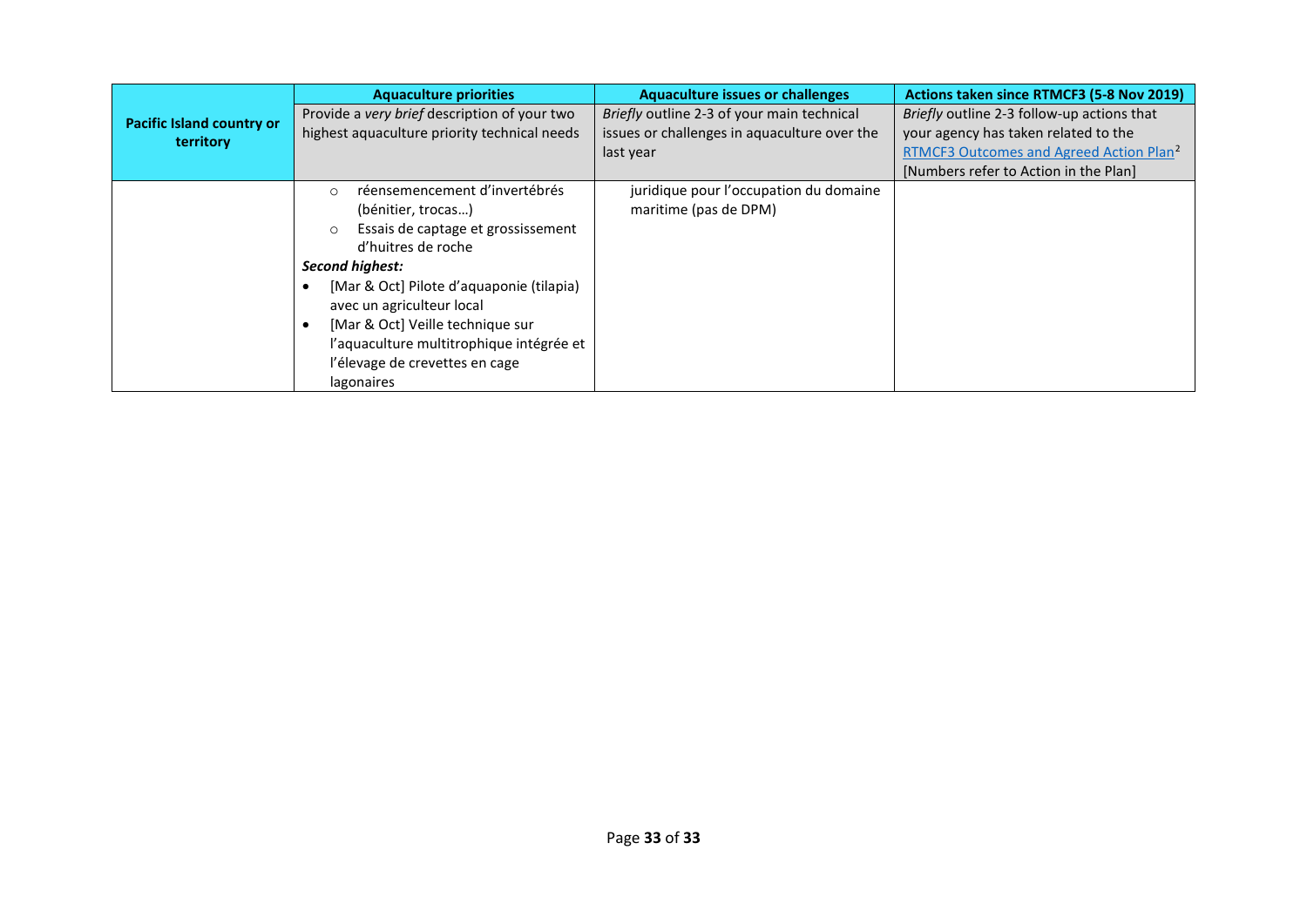| Pacific Island country or territory | Aquaculture priorities<br>Provide a *very brief* description of your two highest aquaculture priority technical needs | Aquaculture issues or challenges<br>*Briefly* outline 2-3 of your main technical issues or challenges in aquaculture over the last year | Actions taken since RTMCF3 (5-8 Nov 2019)<br>*Briefly* outline 2-3 follow-up actions that your agency has taken related to the RTMCF3 Outcomes and Agreed Action Plan[2] [Numbers refer to Action in the Plan] |
|---|---|---|---|
| | ◦ réensemencement d'invertébrés (bénitier, trocas…)<br>◦ Essais de captage et grossissement d'huitres de roche<br>***Second highest:***<br>• [Mar & Oct] Pilote d'aquaponie (tilapia) avec un agriculteur local<br>• [Mar & Oct] Veille technique sur l'aquaculture multitrophique intégrée et l'élevage de crevettes en cage lagonaires | juridique pour l'occupation du domaine maritime (pas de DPM) | |